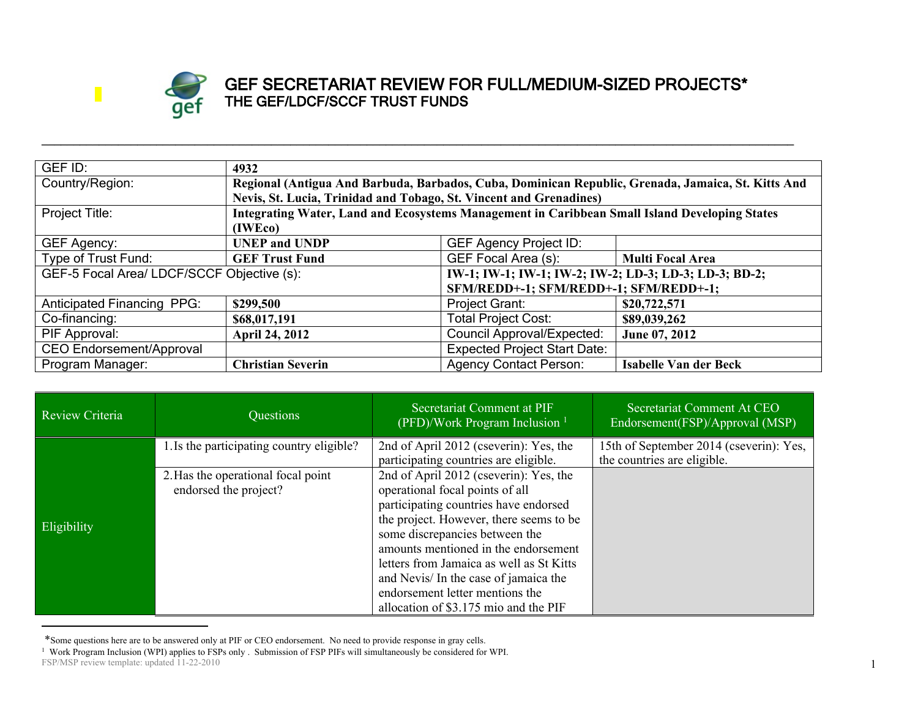# GEF SECRETARIAT REVIEW FOR FULL/MEDIUM-SIZED PROJECTS*

## THE GEF/LDCF/SCCF TRUST FUNDS

| GEF ID: | 4932 | | |
|---|---|---|---|
| Country/Region: | Regional (Antigua And Barbuda, Barbados, Cuba, Dominican Republic, Grenada, Jamaica, St. Kitts And Nevis, St. Lucia, Trinidad and Tobago, St. Vincent and Grenadines) | | |
| Project Title: | Integrating Water, Land and Ecosystems Management in Caribbean Small Island Developing States (IWEco) | | |
| GEF Agency: | UNEP and UNDP | GEF Agency Project ID: | |
| Type of Trust Fund: | GEF Trust Fund | GEF Focal Area (s): | Multi Focal Area |
| GEF-5 Focal Area/ LDCF/SCCF Objective (s): | | IW-1; IW-1; IW-1; IW-2; IW-2; LD-3; LD-3; LD-3; BD-2; SFM/REDD+-1; SFM/REDD+-1; SFM/REDD+-1; | |
| Anticipated Financing PPG: | $299,500 | Project Grant: | $20,722,571 |
| Co-financing: | $68,017,191 | Total Project Cost: | $89,039,262 |
| PIF Approval: | April 24, 2012 | Council Approval/Expected: | June 07, 2012 |
| CEO Endorsement/Approval | | Expected Project Start Date: | |
| Program Manager: | Christian Severin | Agency Contact Person: | Isabelle Van der Beck |

| Review Criteria | Questions | Secretariat Comment at PIF (PFD)/Work Program Inclusion [1] | Secretariat Comment At CEO Endorsement(FSP)/Approval (MSP) |
|---|---|---|---|
| Eligibility | 1. Is the participating country eligible? | 2nd of April 2012 (cseverin): Yes, the participating countries are eligible. | 15th of September 2014 (cseverin): Yes, the countries are eligible. |
| | 2. Has the operational focal point endorsed the project? | 2nd of April 2012 (cseverin): Yes, the operational focal points of all participating countries have endorsed the project. However, there seems to be some discrepancies between the amounts mentioned in the endorsement letters from Jamaica as well as St Kitts and Nevis/ In the case of jamaica the endorsement letter mentions the allocation of $3.175 mio and the PIF | |

*Some questions here are to be answered only at PIF or CEO endorsement. No need to provide response in gray cells.

[1] Work Program Inclusion (WPI) applies to FSPs only . Submission of FSP PIFs will simultaneously be considered for WPI.

FSP/MSP review template: updated 11-22-2010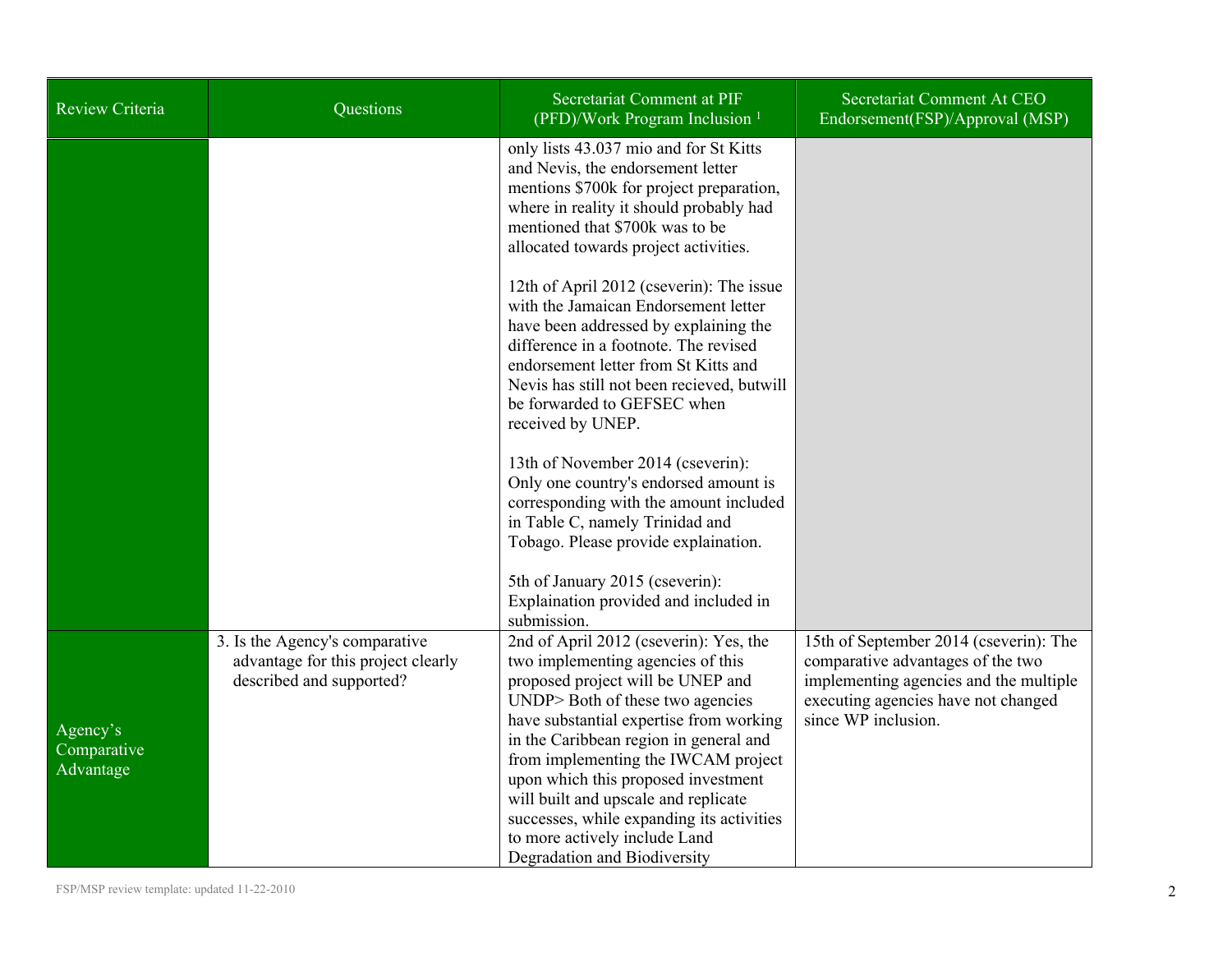| Review Criteria | Questions | Secretariat Comment at PIF (PFD)/Work Program Inclusion [1] | Secretariat Comment At CEO Endorsement(FSP)/Approval (MSP) |
| --- | --- | --- | --- |
| | | only lists 43.037 mio and for St Kitts and Nevis, the endorsement letter mentions $700k for project preparation, where in reality it should probably had mentioned that $700k was to be allocated towards project activities.<br><br>12th of April 2012 (cseverin): The issue with the Jamaican Endorsement letter have been addressed by explaining the difference in a footnote. The revised endorsement letter from St Kitts and Nevis has still not been recieved, butwill be forwarded to GEFSEC when received by UNEP.<br><br>13th of November 2014 (cseverin): Only one country's endorsed amount is corresponding with the amount included in Table C, namely Trinidad and Tobago. Please provide explaination.<br><br>5th of January 2015 (cseverin): Explaination provided and included in submission. | |
| Agency's Comparative Advantage | 3. Is the Agency's comparative advantage for this project clearly described and supported? | 2nd of April 2012 (cseverin): Yes, the two implementing agencies of this proposed project will be UNEP and UNDP> Both of these two agencies have substantial expertise from working in the Caribbean region in general and from implementing the IWCAM project upon which this proposed investment will built and upscale and replicate successes, while expanding its activities to more actively include Land Degradation and Biodiversity | 15th of September 2014 (cseverin): The comparative advantages of the two implementing agencies and the multiple executing agencies have not changed since WP inclusion. |

FSP/MSP review template: updated 11-22-2010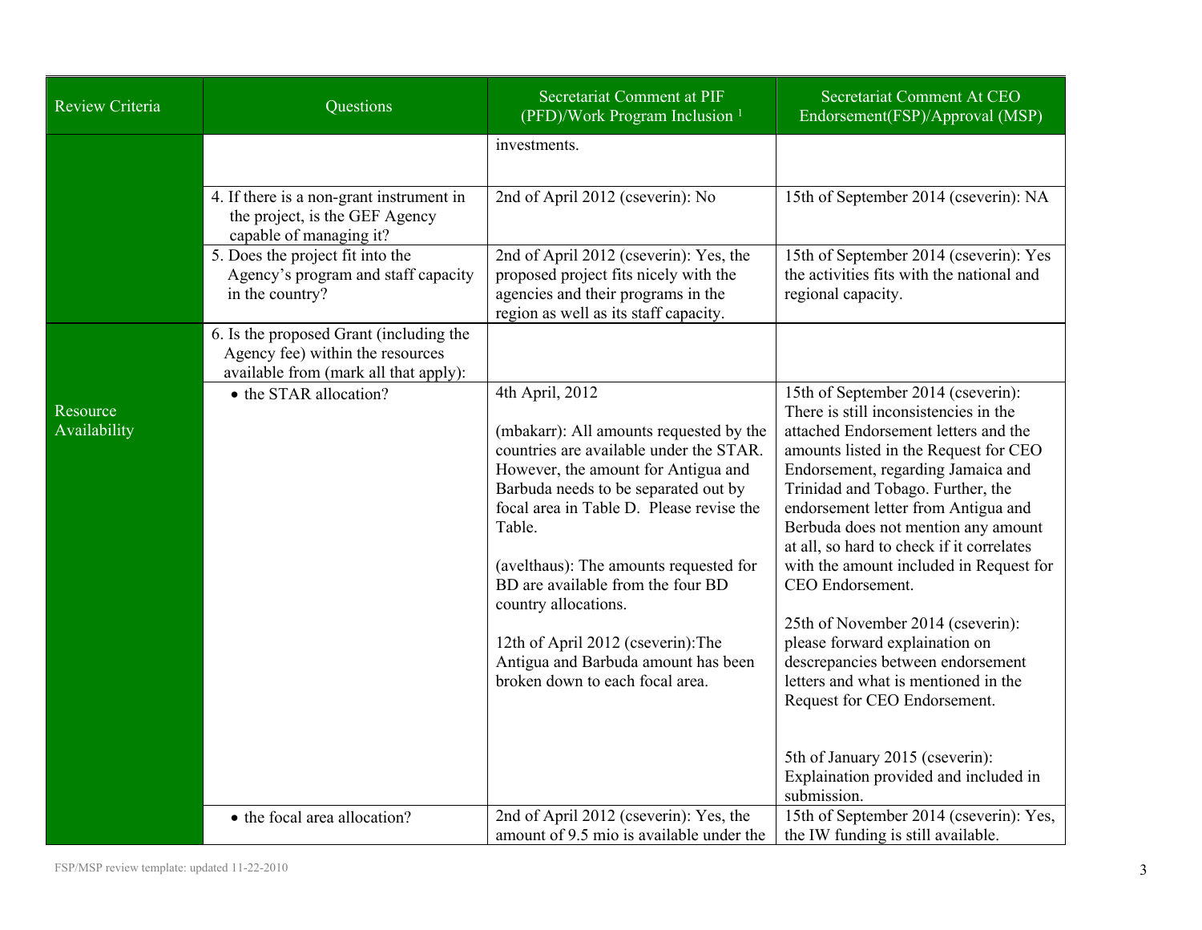| Review Criteria | Questions | Secretariat Comment at PIF (PFD)/Work Program Inclusion [1] | Secretariat Comment At CEO Endorsement(FSP)/Approval (MSP) |
|---|---|---|---|
| | | investments. | |
| | 4. If there is a non-grant instrument in the project, is the GEF Agency capable of managing it? | 2nd of April 2012 (cseverin): No | 15th of September 2014 (cseverin): NA |
| | 5. Does the project fit into the Agency's program and staff capacity in the country? | 2nd of April 2012 (cseverin): Yes, the proposed project fits nicely with the agencies and their programs in the region as well as its staff capacity. | 15th of September 2014 (cseverin): Yes the activities fits with the national and regional capacity. |
| Resource Availability | 6. Is the proposed Grant (including the Agency fee) within the resources available from (mark all that apply): | | |
| | • the STAR allocation? | 4th April, 2012<br><br>(mbakarr): All amounts requested by the countries are available under the STAR. However, the amount for Antigua and Barbuda needs to be separated out by focal area in Table D. Please revise the Table.<br><br>(avelthaus): The amounts requested for BD are available from the four BD country allocations.<br><br>12th of April 2012 (cseverin):The Antigua and Barbuda amount has been broken down to each focal area. | 15th of September 2014 (cseverin): There is still inconsistencies in the attached Endorsement letters and the amounts listed in the Request for CEO Endorsement, regarding Jamaica and Trinidad and Tobago. Further, the endorsement letter from Antigua and Barbuda does not mention any amount at all, so hard to check if it correlates with the amount included in Request for CEO Endorsement.<br><br>25th of November 2014 (cseverin): please forward explaination on descrepancies between endorsement letters and what is mentioned in the Request for CEO Endorsement.<br><br>5th of January 2015 (cseverin): Explaination provided and included in submission. |
| | • the focal area allocation? | 2nd of April 2012 (cseverin): Yes, the amount of 9.5 mio is available under the | 15th of September 2014 (cseverin): Yes, the IW funding is still available. |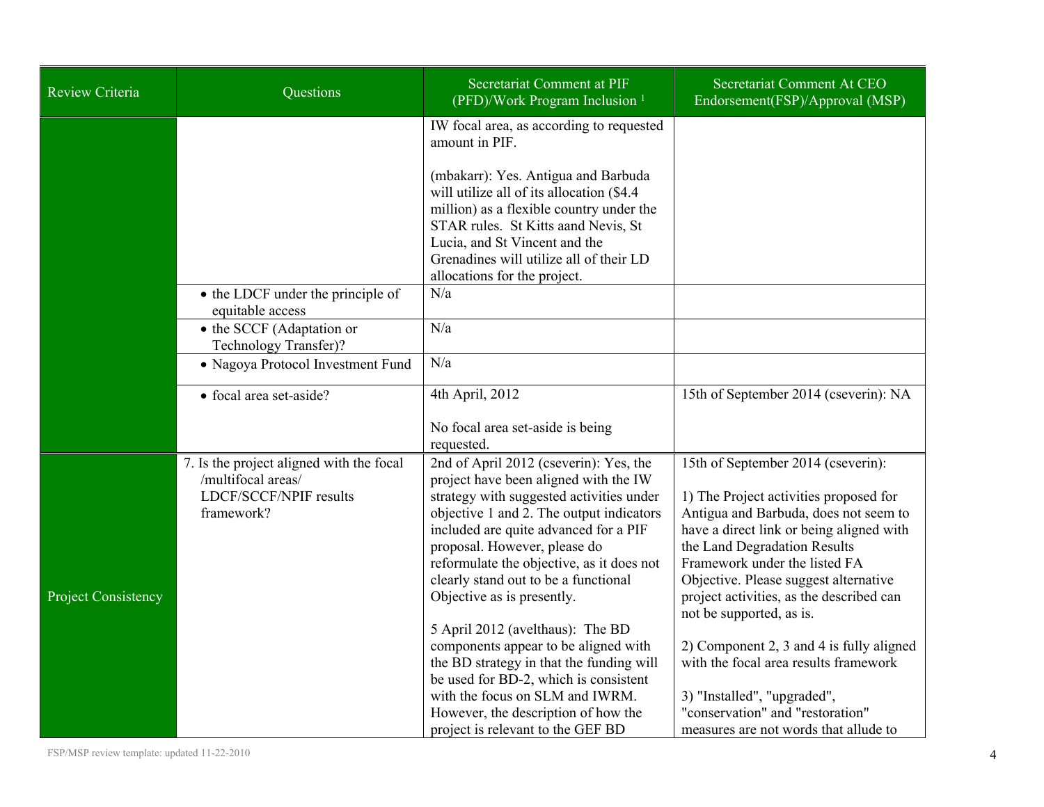| Review Criteria | Questions | Secretariat Comment at PIF (PFD)/Work Program Inclusion [1] | Secretariat Comment At CEO Endorsement(FSP)/Approval (MSP) |
|---|---|---|---|
| | | IW focal area, as according to requested amount in PIF.<br><br>(mbakarr): Yes. Antigua and Barbuda will utilize all of its allocation ($4.4 million) as a flexible country under the STAR rules. St Kitts aand Nevis, St Lucia, and St Vincent and the Grenadines will utilize all of their LD allocations for the project. | |
| | • the LDCF under the principle of equitable access | N/a | |
| | • the SCCF (Adaptation or Technology Transfer)? | N/a | |
| | • Nagoya Protocol Investment Fund | N/a | |
| | • focal area set-aside? | 4th April, 2012<br><br>No focal area set-aside is being requested. | 15th of September 2014 (cseverin): NA |
| Project Consistency | 7. Is the project aligned with the focal /multifocal areas/ LDCF/SCCF/NPIF results framework? | 2nd of April 2012 (cseverin): Yes, the project have been aligned with the IW strategy with suggested activities under objective 1 and 2. The output indicators included are quite advanced for a PIF proposal. However, please do reformulate the objective, as it does not clearly stand out to be a functional Objective as is presently.<br><br>5 April 2012 (avelthaus): The BD components appear to be aligned with the BD strategy in that the funding will be used for BD-2, which is consistent with the focus on SLM and IWRM. However, the description of how the project is relevant to the GEF BD | 15th of September 2014 (cseverin):<br><br>1) The Project activities proposed for Antigua and Barbuda, does not seem to have a direct link or being aligned with the Land Degradation Results Framework under the listed FA Objective. Please suggest alternative project activities, as the described can not be supported, as is.<br><br>2) Component 2, 3 and 4 is fully aligned with the focal area results framework<br><br>3) "Installed", "upgraded", "conservation" and "restoration" measures are not words that allude to |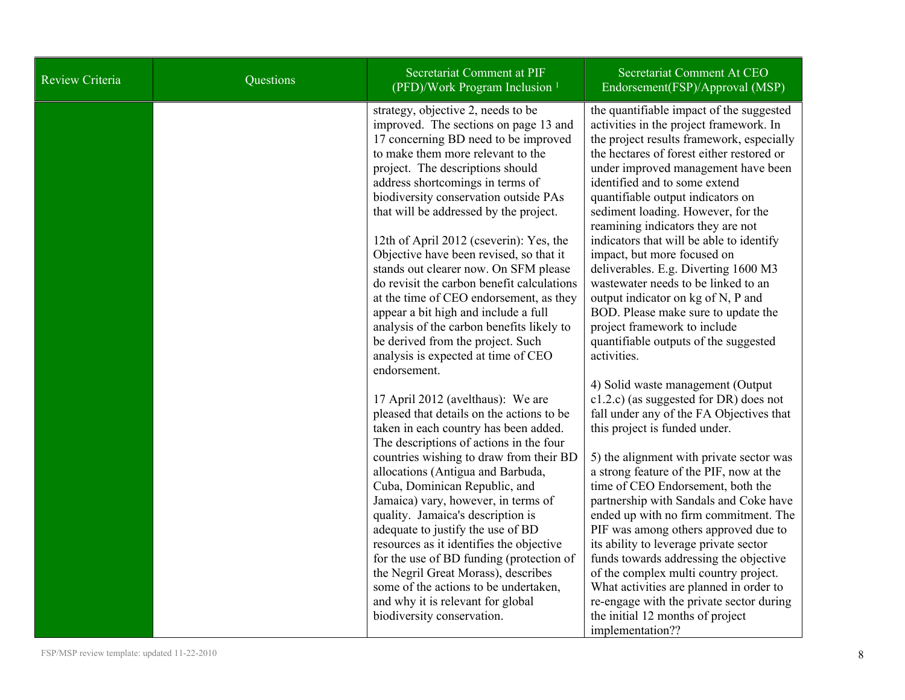| Review Criteria | Questions | Secretariat Comment at PIF (PFD)/Work Program Inclusion [1] | Secretariat Comment At CEO Endorsement(FSP)/Approval (MSP) |
|---|---|---|---|
| | | strategy, objective 2, needs to be improved. The sections on page 13 and 17 concerning BD need to be improved to make them more relevant to the project. The descriptions should address shortcomings in terms of biodiversity conservation outside PAs that will be addressed by the project.<br><br>12th of April 2012 (cseverin): Yes, the Objective have been revised, so that it stands out clearer now. On SFM please do revisit the carbon benefit calculations at the time of CEO endorsement, as they appear a bit high and include a full analysis of the carbon benefits likely to be derived from the project. Such analysis is expected at time of CEO endorsement.<br><br>17 April 2012 (avelthaus): We are pleased that details on the actions to be taken in each country has been added. The descriptions of actions in the four countries wishing to draw from their BD allocations (Antigua and Barbuda, Cuba, Dominican Republic, and Jamaica) vary, however, in terms of quality. Jamaica's description is adequate to justify the use of BD resources as it identifies the objective for the use of BD funding (protection of the Negril Great Morass), describes some of the actions to be undertaken, and why it is relevant for global biodiversity conservation. | the quantifiable impact of the suggested activities in the project framework. In the project results framework, especially the hectares of forest either restored or under improved management have been identified and to some extend quantifiable output indicators on sediment loading. However, for the reamining indicators they are not indicators that will be able to identify impact, but more focused on deliverables. E.g. Diverting 1600 M3 wastewater needs to be linked to an output indicator on kg of N, P and BOD. Please make sure to update the project framework to include quantifiable outputs of the suggested activities.<br><br>4) Solid waste management (Output c1.2.c) (as suggested for DR) does not fall under any of the FA Objectives that this project is funded under.<br><br>5) the alignment with private sector was a strong feature of the PIF, now at the time of CEO Endorsement, both the partnership with Sandals and Coke have ended up with no firm commitment. The PIF was among others approved due to its ability to leverage private sector funds towards addressing the objective of the complex multi country project. What activities are planned in order to re-engage with the private sector during the initial 12 months of project implementation?? |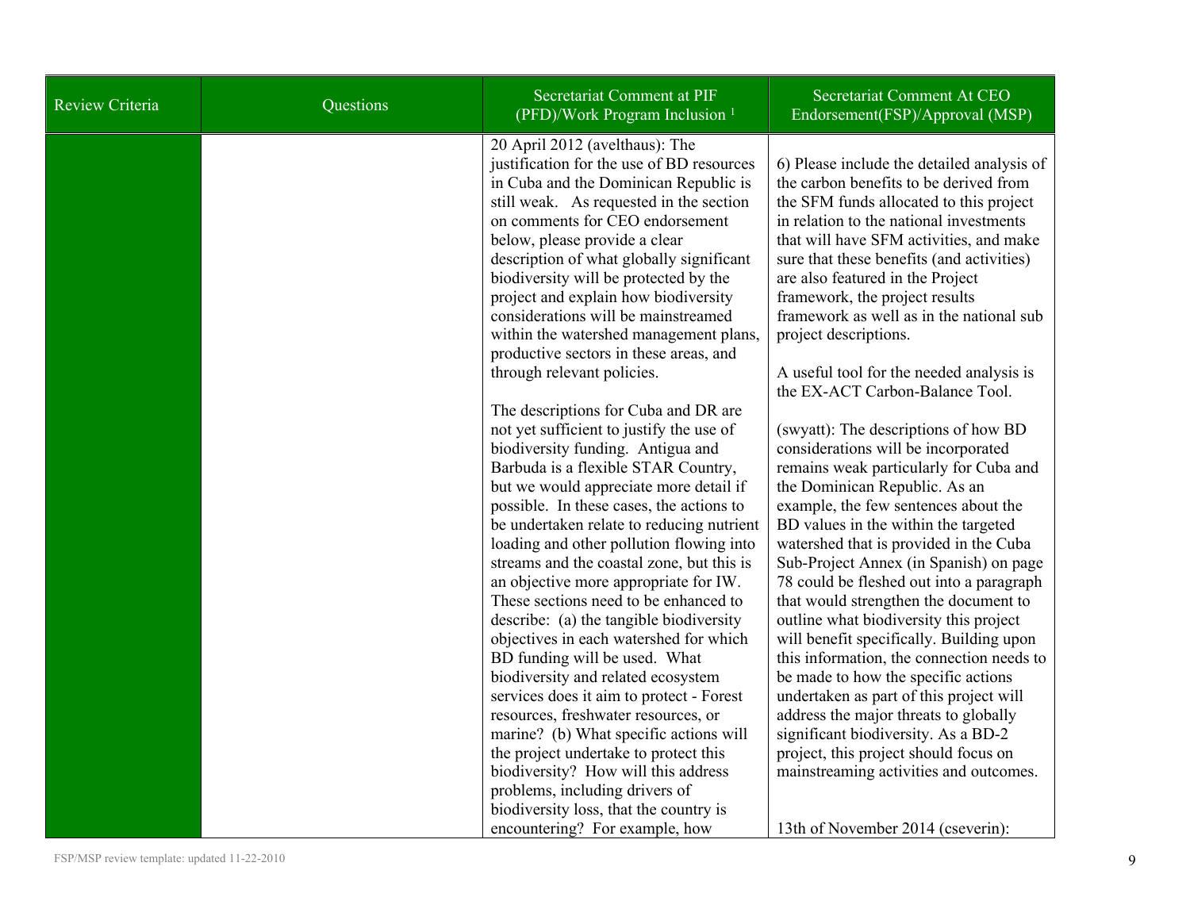| Review Criteria | Questions | Secretariat Comment at PIF (PFD)/Work Program Inclusion [1] | Secretariat Comment At CEO Endorsement(FSP)/Approval (MSP) |
|---|---|---|---|
| | | 20 April 2012 (avelthaus): The justification for the use of BD resources in Cuba and the Dominican Republic is still weak. As requested in the section on comments for CEO endorsement below, please provide a clear description of what globally significant biodiversity will be protected by the project and explain how biodiversity considerations will be mainstreamed within the watershed management plans, productive sectors in these areas, and through relevant policies.<br><br>The descriptions for Cuba and DR are not yet sufficient to justify the use of biodiversity funding. Antigua and Barbuda is a flexible STAR Country, but we would appreciate more detail if possible. In these cases, the actions to be undertaken relate to reducing nutrient loading and other pollution flowing into streams and the coastal zone, but this is an objective more appropriate for IW. These sections need to be enhanced to describe: (a) the tangible biodiversity objectives in each watershed for which BD funding will be used. What biodiversity and related ecosystem services does it aim to protect - Forest resources, freshwater resources, or marine? (b) What specific actions will the project undertake to protect this biodiversity? How will this address problems, including drivers of biodiversity loss, that the country is encountering? For example, how | 6) Please include the detailed analysis of the carbon benefits to be derived from the SFM funds allocated to this project in relation to the national investments that will have SFM activities, and make sure that these benefits (and activities) are also featured in the Project framework, the project results framework as well as in the national sub project descriptions.<br><br>A useful tool for the needed analysis is the EX-ACT Carbon-Balance Tool.<br><br>(swyatt): The descriptions of how BD considerations will be incorporated remains weak particularly for Cuba and the Dominican Republic. As an example, the few sentences about the BD values in the within the targeted watershed that is provided in the Cuba Sub-Project Annex (in Spanish) on page 78 could be fleshed out into a paragraph that would strengthen the document to outline what biodiversity this project will benefit specifically. Building upon this information, the connection needs to be made to how the specific actions undertaken as part of this project will address the major threats to globally significant biodiversity. As a BD-2 project, this project should focus on mainstreaming activities and outcomes.<br><br>13th of November 2014 (cseverin): |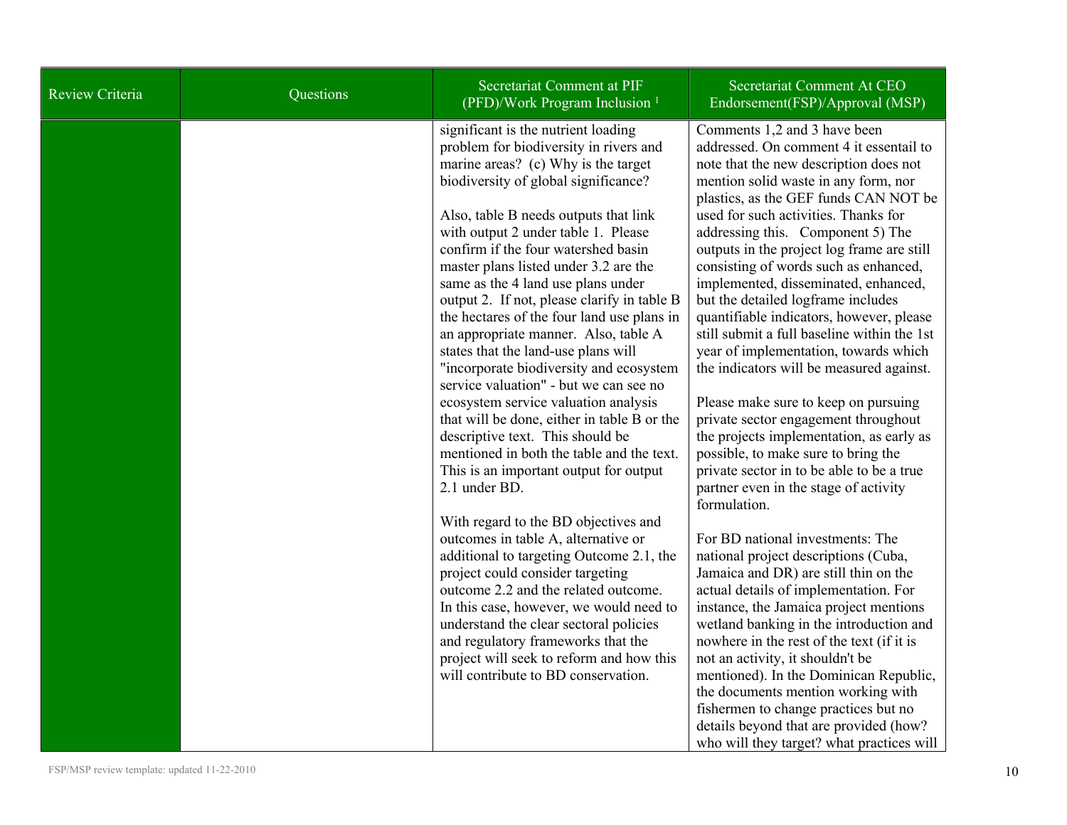| Review Criteria | Questions | Secretariat Comment at PIF (PFD)/Work Program Inclusion [1] | Secretariat Comment At CEO Endorsement(FSP)/Approval (MSP) |
|---|---|---|---|
| | | significant is the nutrient loading problem for biodiversity in rivers and marine areas? (c) Why is the target biodiversity of global significance?<br><br>Also, table B needs outputs that link with output 2 under table 1. Please confirm if the four watershed basin master plans listed under 3.2 are the same as the 4 land use plans under output 2. If not, please clarify in table B the hectares of the four land use plans in an appropriate manner. Also, table A states that the land-use plans will "incorporate biodiversity and ecosystem service valuation" - but we can see no ecosystem service valuation analysis that will be done, either in table B or the descriptive text. This should be mentioned in both the table and the text. This is an important output for output 2.1 under BD.<br><br>With regard to the BD objectives and outcomes in table A, alternative or additional to targeting Outcome 2.1, the project could consider targeting outcome 2.2 and the related outcome. In this case, however, we would need to understand the clear sectoral policies and regulatory frameworks that the project will seek to reform and how this will contribute to BD conservation. | Comments 1,2 and 3 have been addressed. On comment 4 it essentail to note that the new description does not mention solid waste in any form, nor plastics, as the GEF funds CAN NOT be used for such activities. Thanks for addressing this. Component 5) The outputs in the project log frame are still consisting of words such as enhanced, implemented, disseminated, enhanced, but the detailed logframe includes quantifiable indicators, however, please still submit a full baseline within the 1st year of implementation, towards which the indicators will be measured against.<br><br>Please make sure to keep on pursuing private sector engagement throughout the projects implementation, as early as possible, to make sure to bring the private sector in to be able to be a true partner even in the stage of activity formulation.<br><br>For BD national investments: The national project descriptions (Cuba, Jamaica and DR) are still thin on the actual details of implementation. For instance, the Jamaica project mentions wetland banking in the introduction and nowhere in the rest of the text (if it is not an activity, it shouldn't be mentioned). In the Dominican Republic, the documents mention working with fishermen to change practices but no details beyond that are provided (how? who will they target? what practices will |

FSP/MSP review template: updated 11-22-2010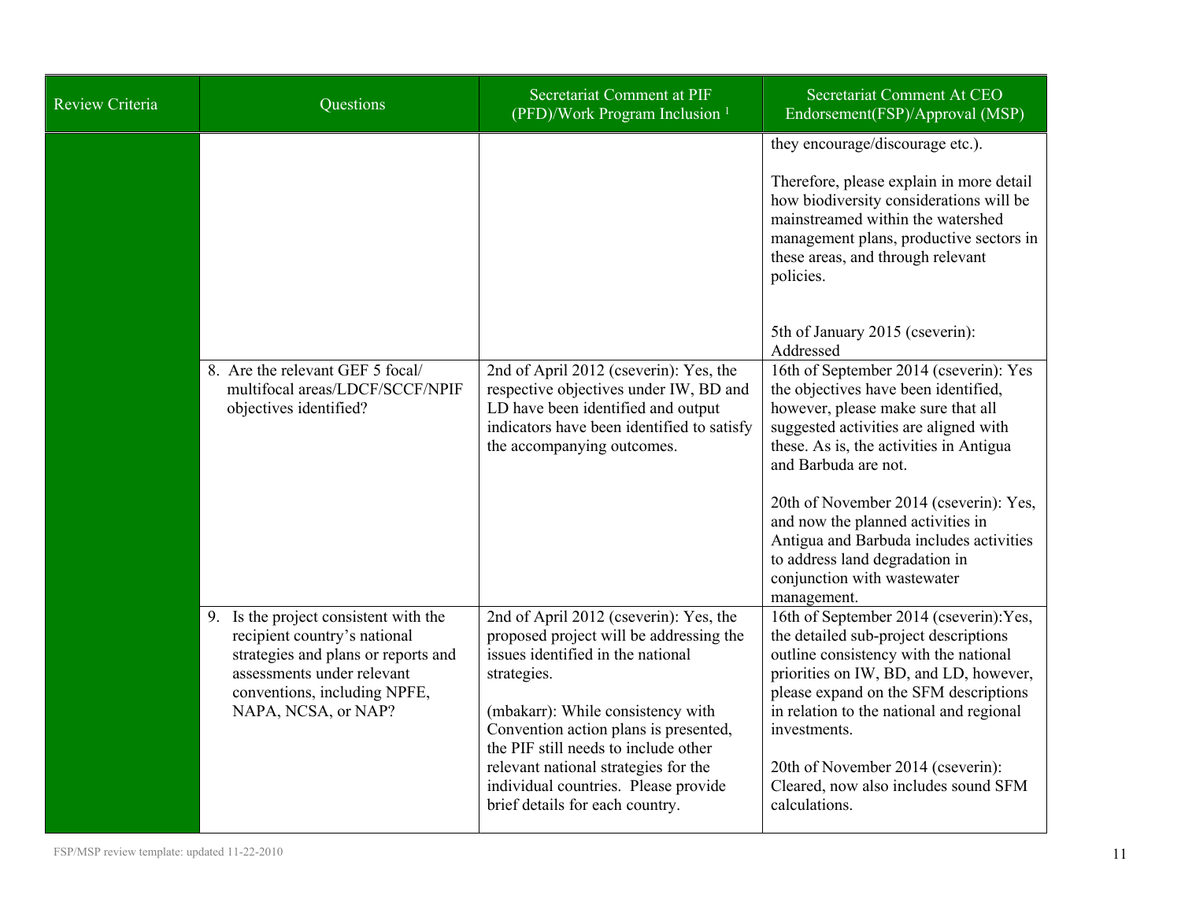| Review Criteria | Questions | Secretariat Comment at PIF (PFD)/Work Program Inclusion [1] | Secretariat Comment At CEO Endorsement(FSP)/Approval (MSP) |
|---|---|---|---|
| | | | they encourage/discourage etc.).<br><br>Therefore, please explain in more detail how biodiversity considerations will be mainstreamed within the watershed management plans, productive sectors in these areas, and through relevant policies.<br><br>5th of January 2015 (cseverin): Addressed |
| | 8. Are the relevant GEF 5 focal/ multifocal areas/LDCF/SCCF/NPIF objectives identified? | 2nd of April 2012 (cseverin): Yes, the respective objectives under IW, BD and LD have been identified and output indicators have been identified to satisfy the accompanying outcomes. | 16th of September 2014 (cseverin): Yes the objectives have been identified, however, please make sure that all suggested activities are aligned with these. As is, the activities in Antigua and Barbuda are not.<br><br>20th of November 2014 (cseverin): Yes, and now the planned activities in Antigua and Barbuda includes activities to address land degradation in conjunction with wastewater management. |
| | 9. Is the project consistent with the recipient country's national strategies and plans or reports and assessments under relevant conventions, including NPFE, NAPA, NCSA, or NAP? | 2nd of April 2012 (cseverin): Yes, the proposed project will be addressing the issues identified in the national strategies.<br><br>(mbakarr): While consistency with Convention action plans is presented, the PIF still needs to include other relevant national strategies for the individual countries. Please provide brief details for each country. | 16th of September 2014 (cseverin):Yes, the detailed sub-project descriptions outline consistency with the national priorities on IW, BD, and LD, however, please expand on the SFM descriptions in relation to the national and regional investments.<br><br>20th of November 2014 (cseverin): Cleared, now also includes sound SFM calculations. |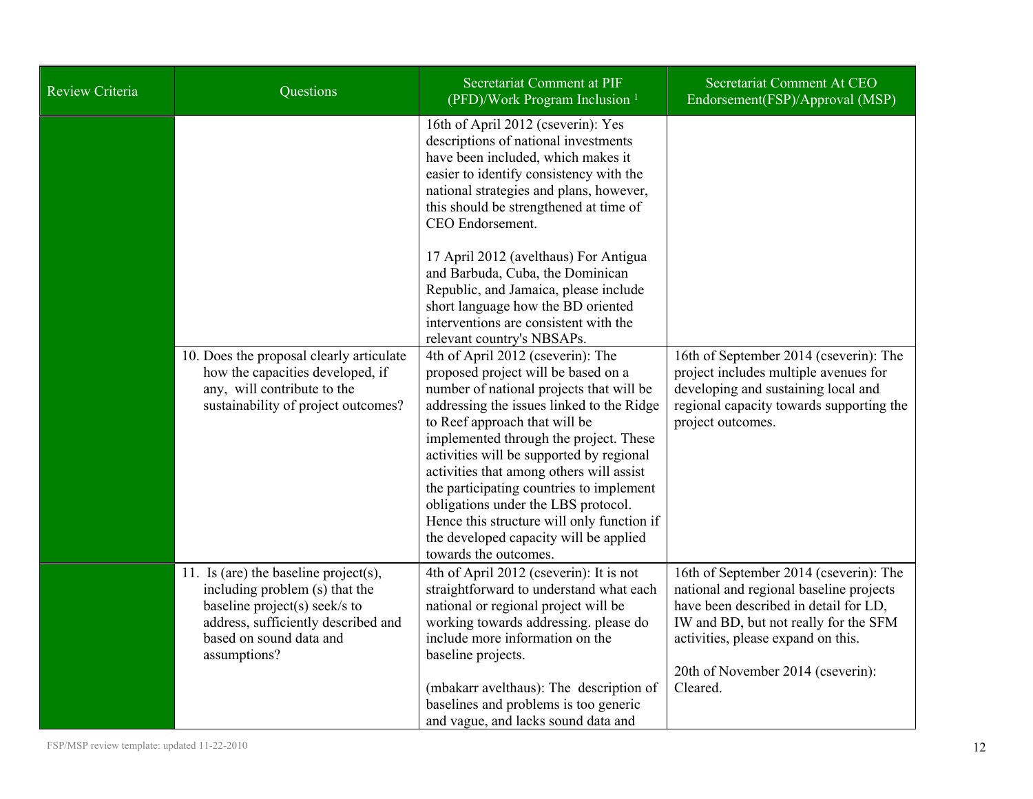| Review Criteria | Questions | Secretariat Comment at PIF (PFD)/Work Program Inclusion [1] | Secretariat Comment At CEO Endorsement(FSP)/Approval (MSP) |
| --- | --- | --- | --- |
| | | 16th of April 2012 (cseverin): Yes descriptions of national investments have been included, which makes it easier to identify consistency with the national strategies and plans, however, this should be strengthened at time of CEO Endorsement.<br><br>17 April 2012 (avelthaus) For Antigua and Barbuda, Cuba, the Dominican Republic, and Jamaica, please include short language how the BD oriented interventions are consistent with the relevant country's NBSAPs. | |
| | 10. Does the proposal clearly articulate how the capacities developed, if any, will contribute to the sustainability of project outcomes? | 4th of April 2012 (cseverin): The proposed project will be based on a number of national projects that will be addressing the issues linked to the Ridge to Reef approach that will be implemented through the project. These activities will be supported by regional activities that among others will assist the participating countries to implement obligations under the LBS protocol. Hence this structure will only function if the developed capacity will be applied towards the outcomes. | 16th of September 2014 (cseverin): The project includes multiple avenues for developing and sustaining local and regional capacity towards supporting the project outcomes. |
| | 11. Is (are) the baseline project(s), including problem (s) that the baseline project(s) seek/s to address, sufficiently described and based on sound data and assumptions? | 4th of April 2012 (cseverin): It is not straightforward to understand what each national or regional project will be working towards addressing. please do include more information on the baseline projects.<br><br>(mbakarr avelthaus): The description of baselines and problems is too generic and vague, and lacks sound data and | 16th of September 2014 (cseverin): The national and regional baseline projects have been described in detail for LD, IW and BD, but not really for the SFM activities, please expand on this.<br><br>20th of November 2014 (cseverin): Cleared. |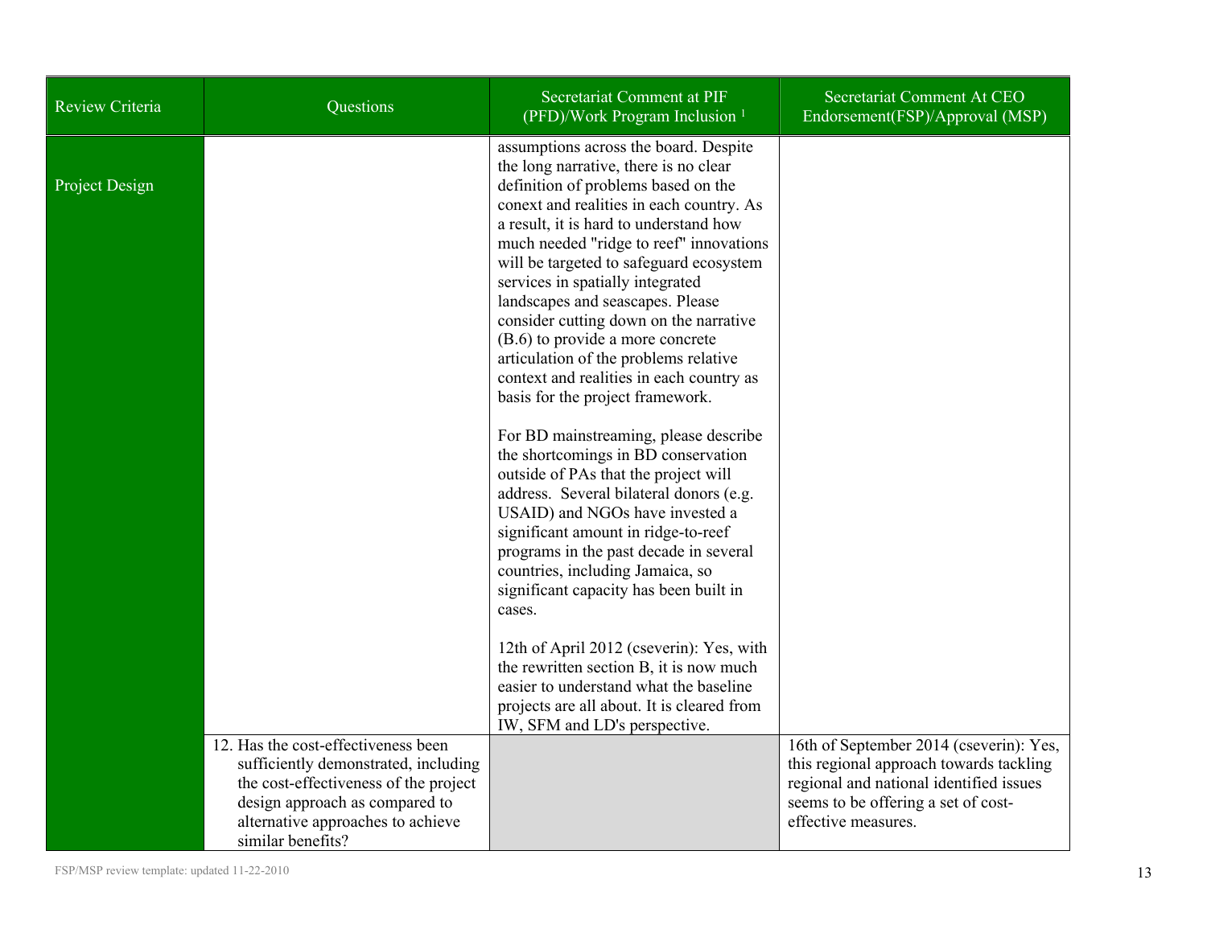| Review Criteria | Questions | Secretariat Comment at PIF (PFD)/Work Program Inclusion [1] | Secretariat Comment At CEO Endorsement(FSP)/Approval (MSP) |
|---|---|---|---|
| Project Design | | assumptions across the board. Despite the long narrative, there is no clear definition of problems based on the conext and realities in each country. As a result, it is hard to understand how much needed "ridge to reef" innovations will be targeted to safeguard ecosystem services in spatially integrated landscapes and seascapes. Please consider cutting down on the narrative (B.6) to provide a more concrete articulation of the problems relative context and realities in each country as basis for the project framework.<br><br>For BD mainstreaming, please describe the shortcomings in BD conservation outside of PAs that the project will address. Several bilateral donors (e.g. USAID) and NGOs have invested a significant amount in ridge-to-reef programs in the past decade in several countries, including Jamaica, so significant capacity has been built in cases.<br><br>12th of April 2012 (cseverin): Yes, with the rewritten section B, it is now much easier to understand what the baseline projects are all about. It is cleared from IW, SFM and LD's perspective. | |
| | 12. Has the cost-effectiveness been sufficiently demonstrated, including the cost-effectiveness of the project design approach as compared to alternative approaches to achieve similar benefits? | | 16th of September 2014 (cseverin): Yes, this regional approach towards tackling regional and national identified issues seems to be offering a set of cost-effective measures. |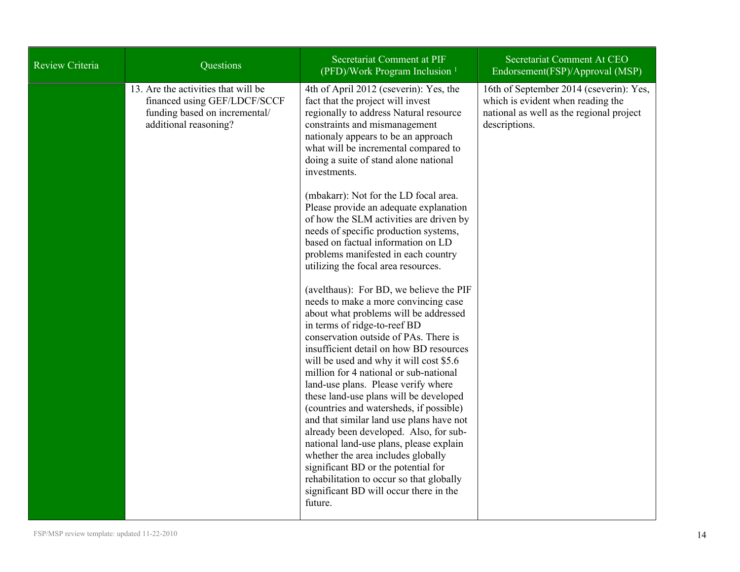| Review Criteria | Questions | Secretariat Comment at PIF (PFD)/Work Program Inclusion [1] | Secretariat Comment At CEO Endorsement(FSP)/Approval (MSP) |
|---|---|---|---|
| | 13. Are the activities that will be financed using GEF/LDCF/SCCF funding based on incremental/ additional reasoning? | 4th of April 2012 (cseverin): Yes, the fact that the project will invest regionally to address Natural resource constraints and mismanagement nationaly appears to be an approach what will be incremental compared to doing a suite of stand alone national investments.<br><br>(mbakarr): Not for the LD focal area. Please provide an adequate explanation of how the SLM activities are driven by needs of specific production systems, based on factual information on LD problems manifested in each country utilizing the focal area resources.<br><br>(avelthaus): For BD, we believe the PIF needs to make a more convincing case about what problems will be addressed in terms of ridge-to-reef BD conservation outside of PAs. There is insufficient detail on how BD resources will be used and why it will cost $5.6 million for 4 national or sub-national land-use plans. Please verify where these land-use plans will be developed (countries and watersheds, if possible) and that similar land use plans have not already been developed. Also, for sub-national land-use plans, please explain whether the area includes globally significant BD or the potential for rehabilitation to occur so that globally significant BD will occur there in the future. | 16th of September 2014 (cseverin): Yes, which is evident when reading the national as well as the regional project descriptions. |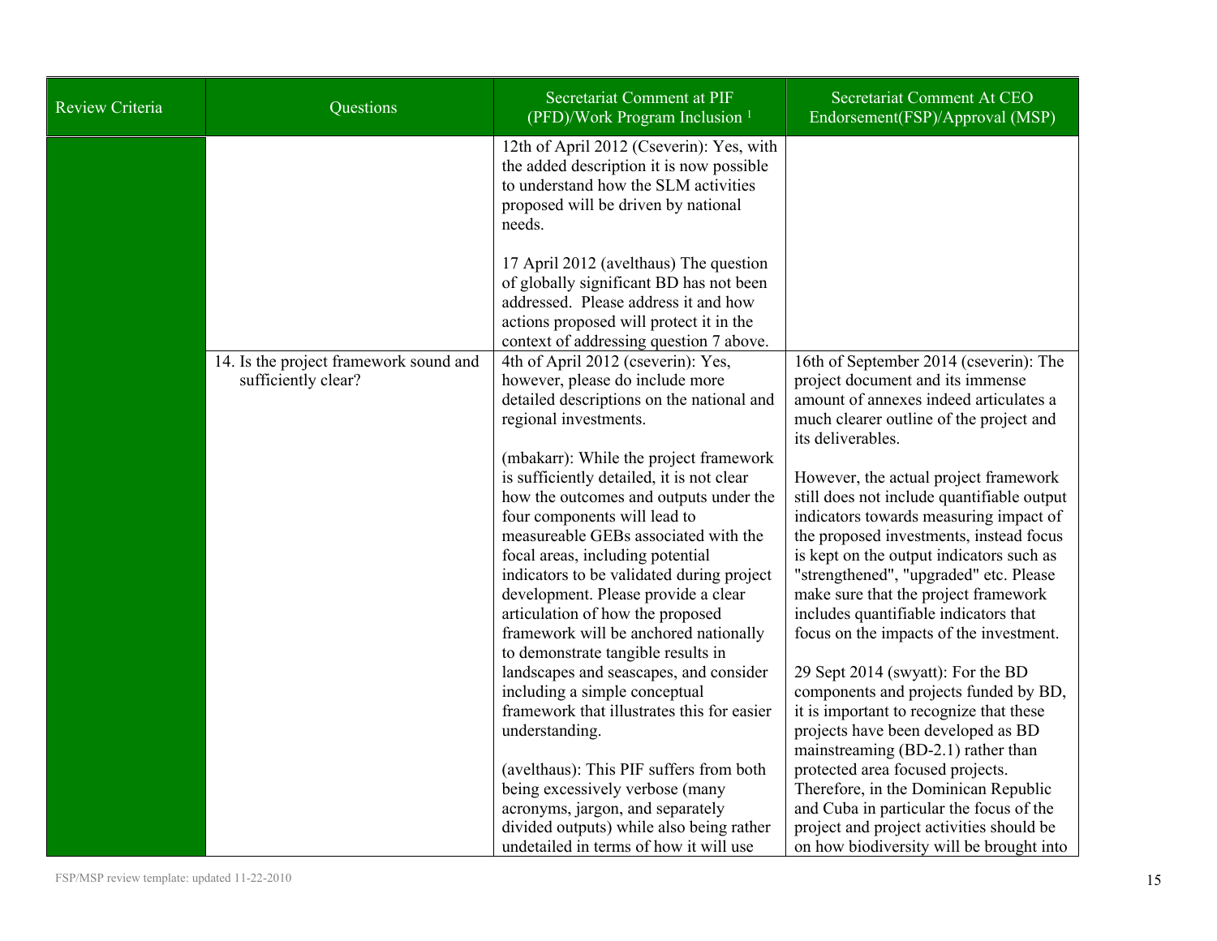| Review Criteria | Questions | Secretariat Comment at PIF (PFD)/Work Program Inclusion [1] | Secretariat Comment At CEO Endorsement(FSP)/Approval (MSP) |
|---|---|---|---|
| | | 12th of April 2012 (Cseverin): Yes, with the added description it is now possible to understand how the SLM activities proposed will be driven by national needs.<br><br>17 April 2012 (avelthaus) The question of globally significant BD has not been addressed. Please address it and how actions proposed will protect it in the context of addressing question 7 above. | |
| | 14. Is the project framework sound and sufficiently clear? | 4th of April 2012 (cseverin): Yes, however, please do include more detailed descriptions on the national and regional investments.<br><br>(mbakarr): While the project framework is sufficiently detailed, it is not clear how the outcomes and outputs under the four components will lead to measureable GEBs associated with the focal areas, including potential indicators to be validated during project development. Please provide a clear articulation of how the proposed framework will be anchored nationally to demonstrate tangible results in landscapes and seascapes, and consider including a simple conceptual framework that illustrates this for easier understanding.<br><br>(avelthaus): This PIF suffers from both being excessively verbose (many acronyms, jargon, and separately divided outputs) while also being rather undetailed in terms of how it will use | 16th of September 2014 (cseverin): The project document and its immense amount of annexes indeed articulates a much clearer outline of the project and its deliverables.<br><br>However, the actual project framework still does not include quantifiable output indicators towards measuring impact of the proposed investments, instead focus is kept on the output indicators such as "strengthened", "upgraded" etc. Please make sure that the project framework includes quantifiable indicators that focus on the impacts of the investment.<br><br>29 Sept 2014 (swyatt): For the BD components and projects funded by BD, it is important to recognize that these projects have been developed as BD mainstreaming (BD-2.1) rather than protected area focused projects. Therefore, in the Dominican Republic and Cuba in particular the focus of the project and project activities should be on how biodiversity will be brought into |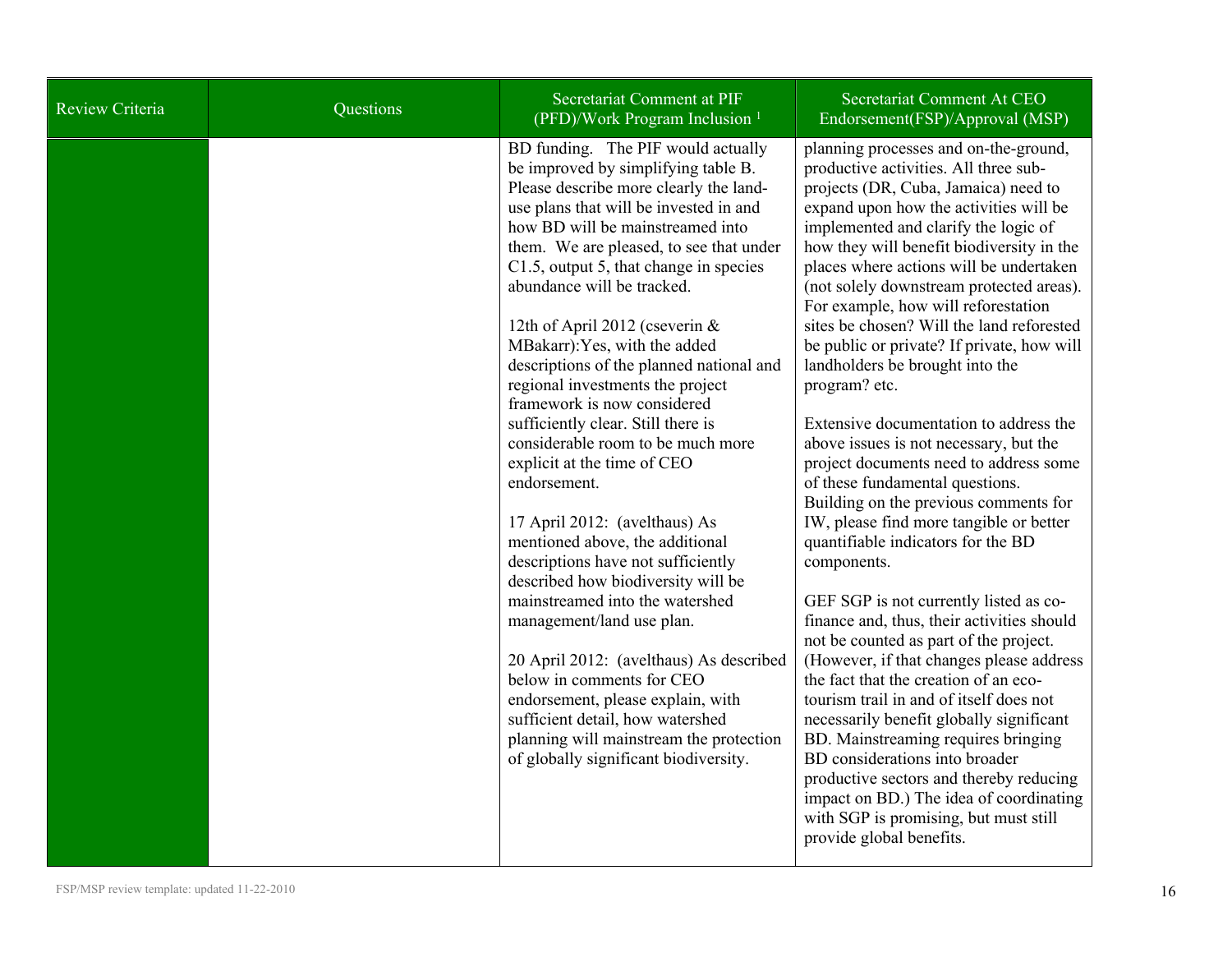| Review Criteria | Questions | Secretariat Comment at PIF (PFD)/Work Program Inclusion [1] | Secretariat Comment At CEO Endorsement(FSP)/Approval (MSP) |
| --- | --- | --- | --- |
| | | BD funding. The PIF would actually be improved by simplifying table B. Please describe more clearly the land-use plans that will be invested in and how BD will be mainstreamed into them. We are pleased, to see that under C1.5, output 5, that change in species abundance will be tracked.<br><br>12th of April 2012 (cseverin & MBakarr):Yes, with the added descriptions of the planned national and regional investments the project framework is now considered sufficiently clear. Still there is considerable room to be much more explicit at the time of CEO endorsement.<br><br>17 April 2012: (avelthaus) As mentioned above, the additional descriptions have not sufficiently described how biodiversity will be mainstreamed into the watershed management/land use plan.<br><br>20 April 2012: (avelthaus) As described below in comments for CEO endorsement, please explain, with sufficient detail, how watershed planning will mainstream the protection of globally significant biodiversity. | planning processes and on-the-ground, productive activities. All three sub-projects (DR, Cuba, Jamaica) need to expand upon how the activities will be implemented and clarify the logic of how they will benefit biodiversity in the places where actions will be undertaken (not solely downstream protected areas). For example, how will reforestation sites be chosen? Will the land reforested be public or private? If private, how will landholders be brought into the program? etc.<br><br>Extensive documentation to address the above issues is not necessary, but the project documents need to address some of these fundamental questions. Building on the previous comments for IW, please find more tangible or better quantifiable indicators for the BD components.<br><br>GEF SGP is not currently listed as co-finance and, thus, their activities should not be counted as part of the project. (However, if that changes please address the fact that the creation of an eco-tourism trail in and of itself does not necessarily benefit globally significant BD. Mainstreaming requires bringing BD considerations into broader productive sectors and thereby reducing impact on BD.) The idea of coordinating with SGP is promising, but must still provide global benefits. |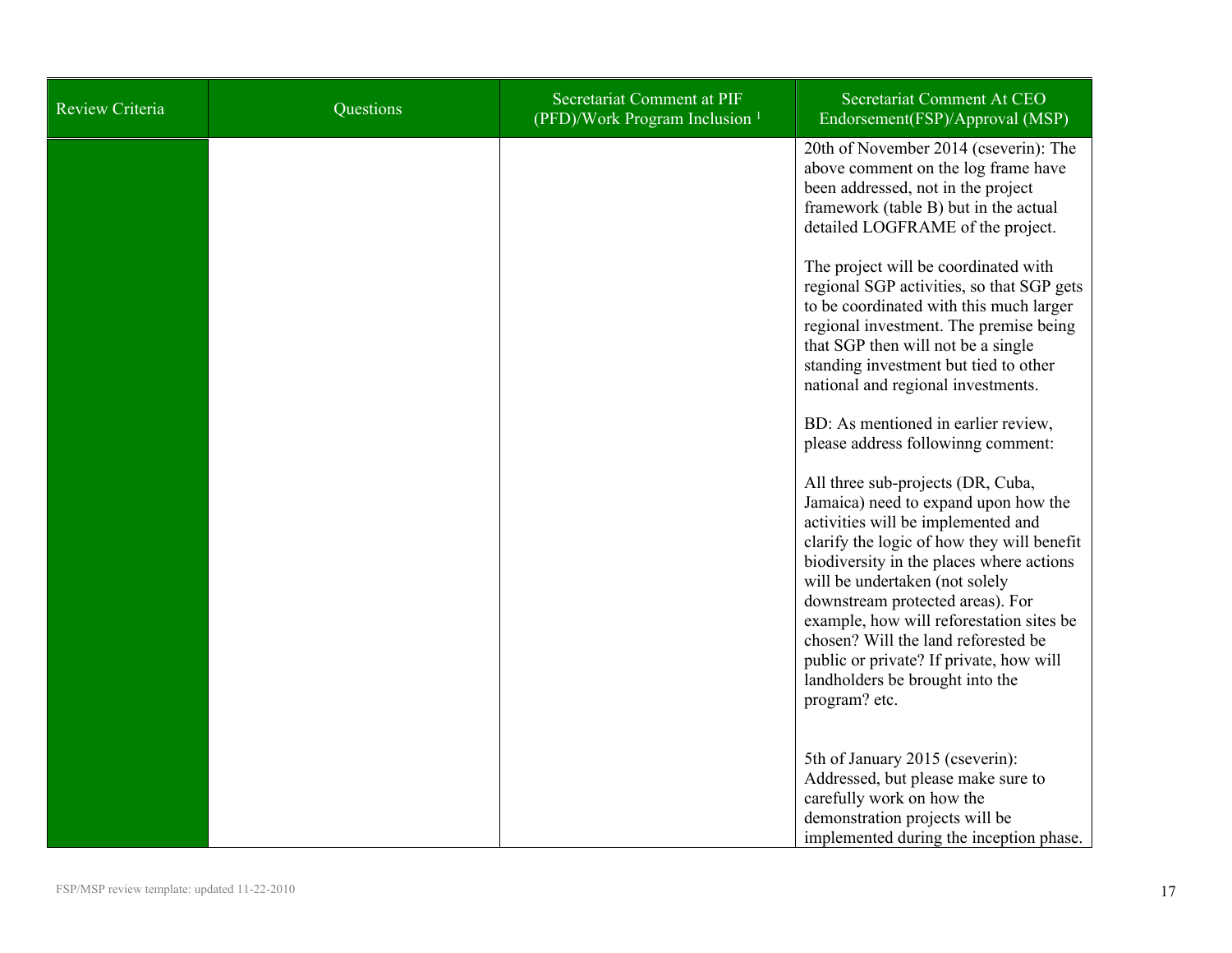| Review Criteria | Questions | Secretariat Comment at PIF (PFD)/Work Program Inclusion [1] | Secretariat Comment At CEO Endorsement(FSP)/Approval (MSP) |
|---|---|---|---|
| | | | 20th of November 2014 (cseverin): The above comment on the log frame have been addressed, not in the project framework (table B) but in the actual detailed LOGFRAME of the project.<br><br>The project will be coordinated with regional SGP activities, so that SGP gets to be coordinated with this much larger regional investment. The premise being that SGP then will not be a single standing investment but tied to other national and regional investments.<br><br>BD: As mentioned in earlier review, please address followinng comment:<br><br>All three sub-projects (DR, Cuba, Jamaica) need to expand upon how the activities will be implemented and clarify the logic of how they will benefit biodiversity in the places where actions will be undertaken (not solely downstream protected areas). For example, how will reforestation sites be chosen? Will the land reforested be public or private? If private, how will landholders be brought into the program? etc.<br><br>5th of January 2015 (cseverin): Addressed, but please make sure to carefully work on how the demonstration projects will be implemented during the inception phase. |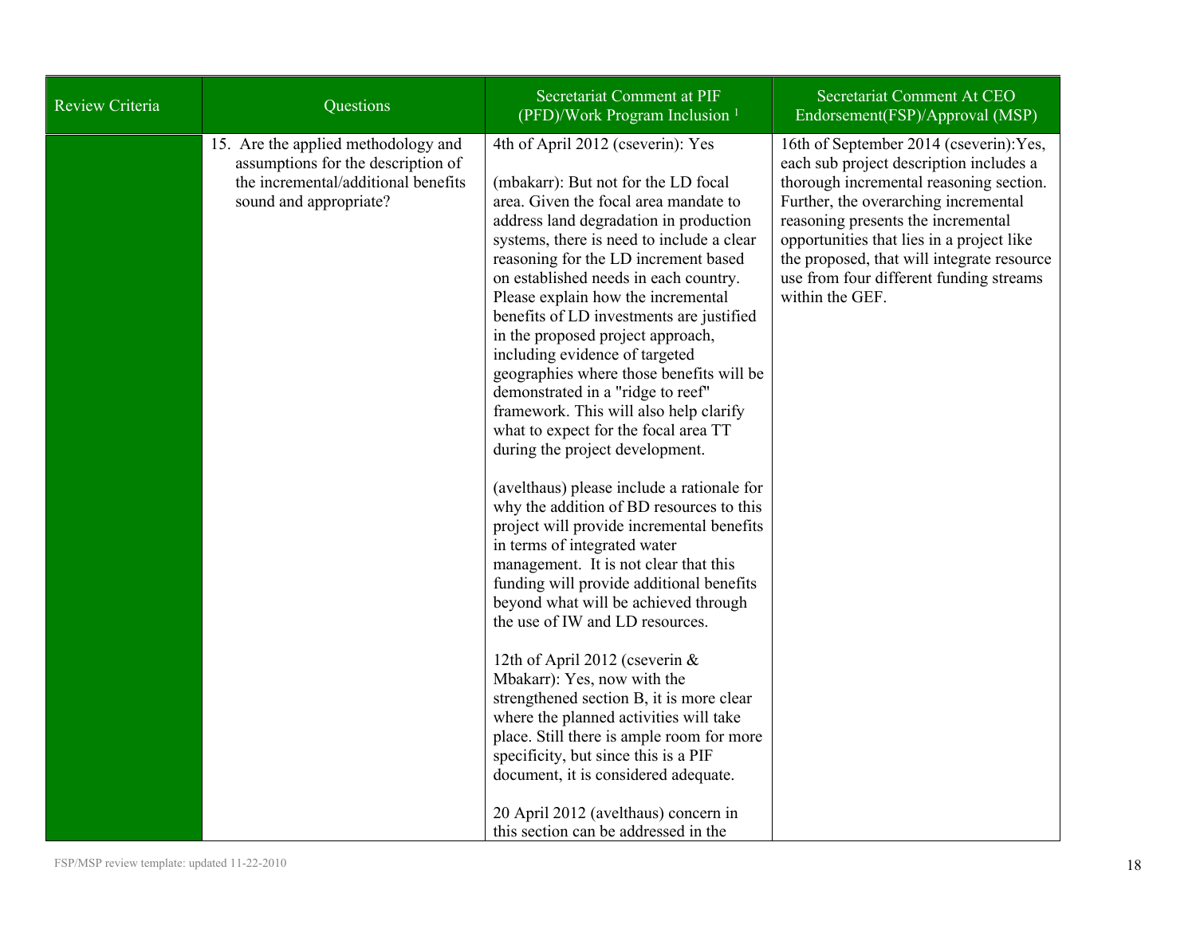| Review Criteria | Questions | Secretariat Comment at PIF (PFD)/Work Program Inclusion [1] | Secretariat Comment At CEO Endorsement(FSP)/Approval (MSP) |
| --- | --- | --- | --- |
| | 15. Are the applied methodology and assumptions for the description of the incremental/additional benefits sound and appropriate? | 4th of April 2012 (cseverin): Yes<br><br>(mbakarr): But not for the LD focal area. Given the focal area mandate to address land degradation in production systems, there is need to include a clear reasoning for the LD increment based on established needs in each country. Please explain how the incremental benefits of LD investments are justified in the proposed project approach, including evidence of targeted geographies where those benefits will be demonstrated in a "ridge to reef" framework. This will also help clarify what to expect for the focal area TT during the project development.<br><br>(avelthaus) please include a rationale for why the addition of BD resources to this project will provide incremental benefits in terms of integrated water management. It is not clear that this funding will provide additional benefits beyond what will be achieved through the use of IW and LD resources.<br><br>12th of April 2012 (cseverin & Mbakarr): Yes, now with the strengthened section B, it is more clear where the planned activities will take place. Still there is ample room for more specificity, but since this is a PIF document, it is considered adequate.<br><br>20 April 2012 (avelthaus) concern in this section can be addressed in the | 16th of September 2014 (cseverin):Yes, each sub project description includes a thorough incremental reasoning section. Further, the overarching incremental reasoning presents the incremental opportunities that lies in a project like the proposed, that will integrate resource use from four different funding streams within the GEF. |

FSP/MSP review template: updated 11-22-2010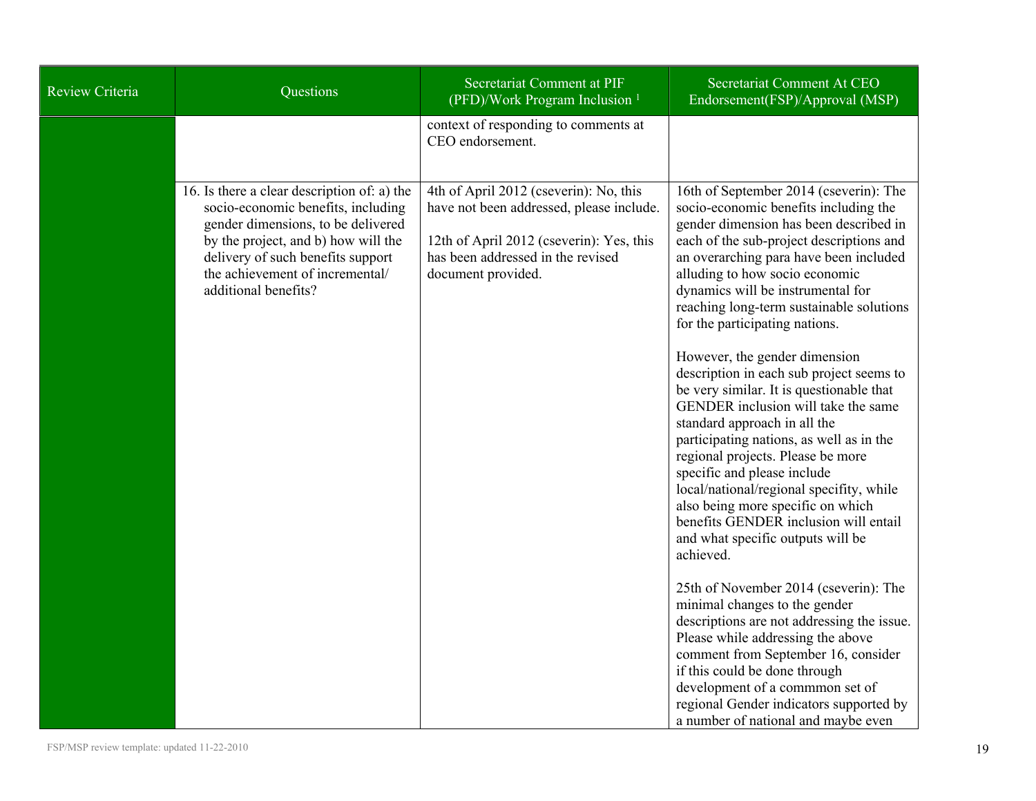| Review Criteria | Questions | Secretariat Comment at PIF (PFD)/Work Program Inclusion [1] | Secretariat Comment At CEO Endorsement(FSP)/Approval (MSP) |
|---|---|---|---|
| | | context of responding to comments at CEO endorsement. | |
| | 16. Is there a clear description of: a) the socio-economic benefits, including gender dimensions, to be delivered by the project, and b) how will the delivery of such benefits support the achievement of incremental/ additional benefits? | 4th of April 2012 (cseverin): No, this have not been addressed, please include.<br><br>12th of April 2012 (cseverin): Yes, this has been addressed in the revised document provided. | 16th of September 2014 (cseverin): The socio-economic benefits including the gender dimension has been described in each of the sub-project descriptions and an overarching para have been included alluding to how socio economic dynamics will be instrumental for reaching long-term sustainable solutions for the participating nations.<br><br>However, the gender dimension description in each sub project seems to be very similar. It is questionable that GENDER inclusion will take the same standard approach in all the participating nations, as well as in the regional projects. Please be more specific and please include local/national/regional specifity, while also being more specific on which benefits GENDER inclusion will entail and what specific outputs will be achieved.<br><br>25th of November 2014 (cseverin): The minimal changes to the gender descriptions are not addressing the issue. Please while addressing the above comment from September 16, consider if this could be done through development of a commmon set of regional Gender indicators supported by a number of national and maybe even |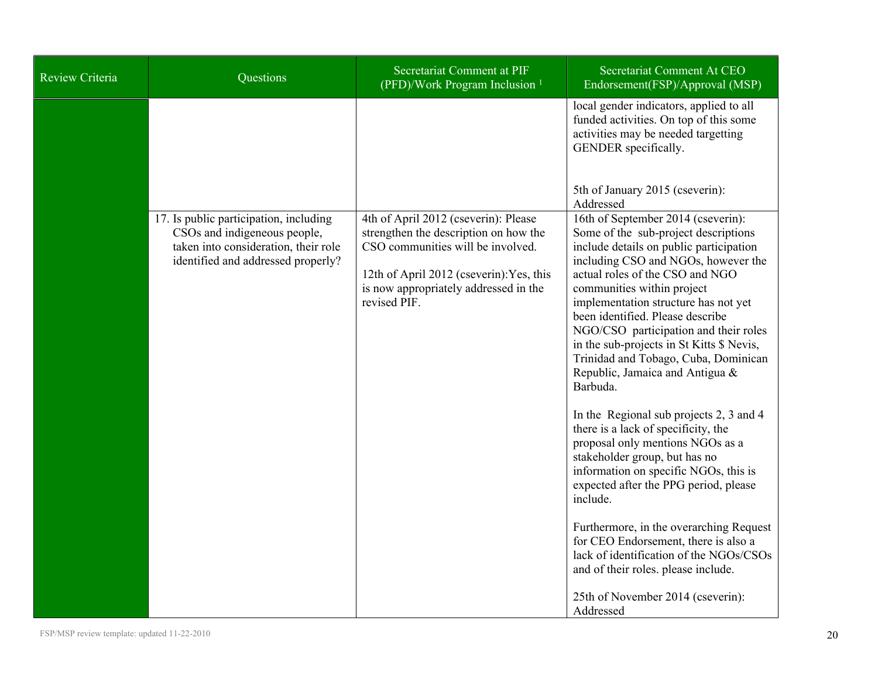| Review Criteria | Questions | Secretariat Comment at PIF (PFD)/Work Program Inclusion [1] | Secretariat Comment At CEO Endorsement(FSP)/Approval (MSP) |
|---|---|---|---|
| | | | local gender indicators, applied to all funded activities. On top of this some activities may be needed targetting GENDER specifically.<br><br>5th of January 2015 (cseverin): Addressed |
| | 17. Is public participation, including CSOs and indigeneous people, taken into consideration, their role identified and addressed properly? | 4th of April 2012 (cseverin): Please strengthen the description on how the CSO communities will be involved.<br><br>12th of April 2012 (cseverin):Yes, this is now appropriately addressed in the revised PIF. | 16th of September 2014 (cseverin): Some of the sub-project descriptions include details on public participation including CSO and NGOs, however the actual roles of the CSO and NGO communities within project implementation structure has not yet been identified. Please describe NGO/CSO participation and their roles in the sub-projects in St Kitts $ Nevis, Trinidad and Tobago, Cuba, Dominican Republic, Jamaica and Antigua & Barbuda.<br><br>In the Regional sub projects 2, 3 and 4 there is a lack of specificity, the proposal only mentions NGOs as a stakeholder group, but has no information on specific NGOs, this is expected after the PPG period, please include.<br><br>Furthermore, in the overarching Request for CEO Endorsement, there is also a lack of identification of the NGOs/CSOs and of their roles. please include.<br><br>25th of November 2014 (cseverin): Addressed |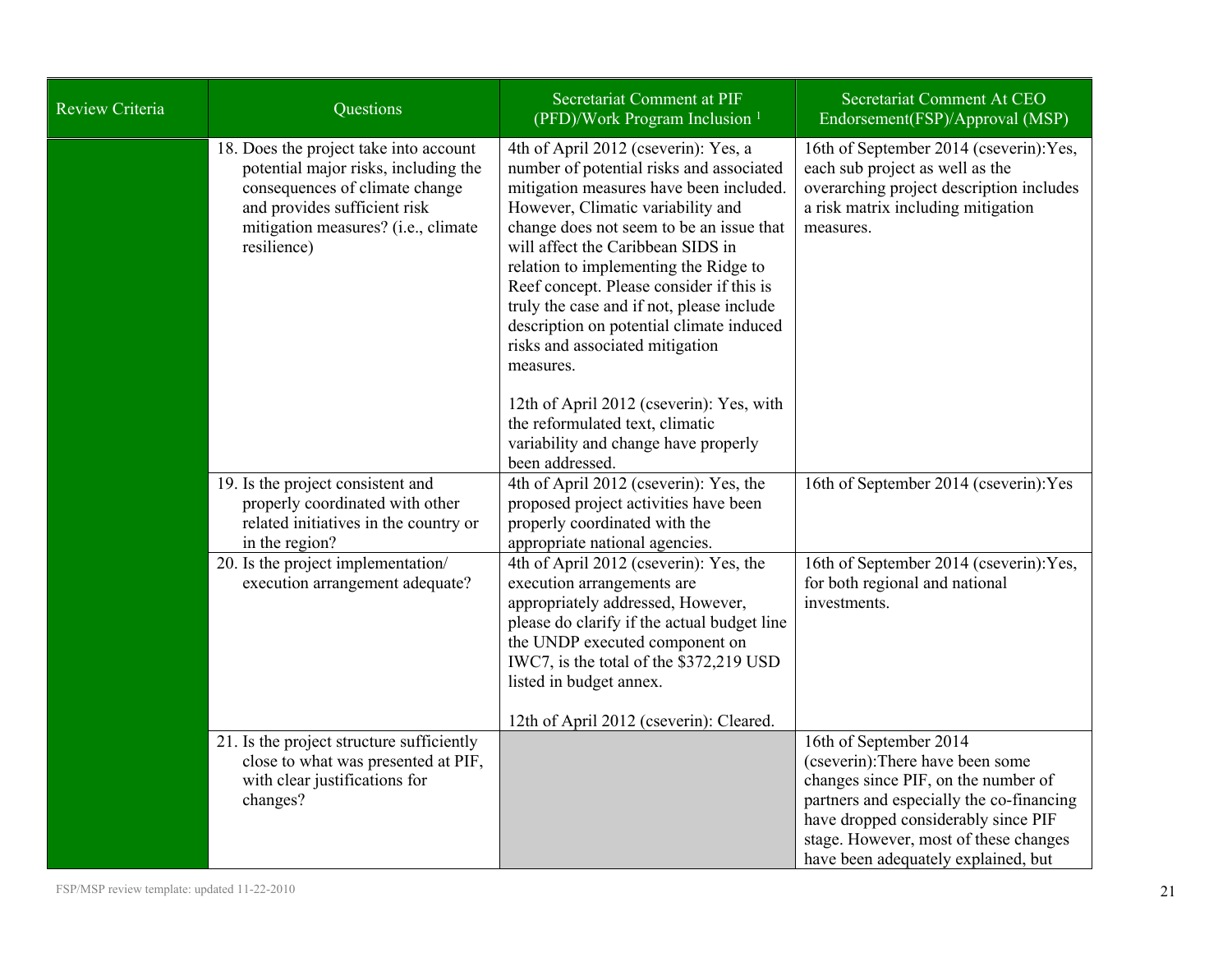| Review Criteria | Questions | Secretariat Comment at PIF (PFD)/Work Program Inclusion [1] | Secretariat Comment At CEO Endorsement(FSP)/Approval (MSP) |
| --- | --- | --- | --- |
| | 18. Does the project take into account potential major risks, including the consequences of climate change and provides sufficient risk mitigation measures? (i.e., climate resilience) | 4th of April 2012 (cseverin): Yes, a number of potential risks and associated mitigation measures have been included. However, Climatic variability and change does not seem to be an issue that will affect the Caribbean SIDS in relation to implementing the Ridge to Reef concept. Please consider if this is truly the case and if not, please include description on potential climate induced risks and associated mitigation measures.<br><br>12th of April 2012 (cseverin): Yes, with the reformulated text, climatic variability and change have properly been addressed. | 16th of September 2014 (cseverin):Yes, each sub project as well as the overarching project description includes a risk matrix including mitigation measures. |
| | 19. Is the project consistent and properly coordinated with other related initiatives in the country or in the region? | 4th of April 2012 (cseverin): Yes, the proposed project activities have been properly coordinated with the appropriate national agencies. | 16th of September 2014 (cseverin):Yes |
| | 20. Is the project implementation/ execution arrangement adequate? | 4th of April 2012 (cseverin): Yes, the execution arrangements are appropriately addressed, However, please do clarify if the actual budget line the UNDP executed component on IWC7, is the total of the $372,219 USD listed in budget annex.<br><br>12th of April 2012 (cseverin): Cleared. | 16th of September 2014 (cseverin):Yes, for both regional and national investments. |
| | 21. Is the project structure sufficiently close to what was presented at PIF, with clear justifications for changes? | | 16th of September 2014 (cseverin):There have been some changes since PIF, on the number of partners and especially the co-financing have dropped considerably since PIF stage. However, most of these changes have been adequately explained, but |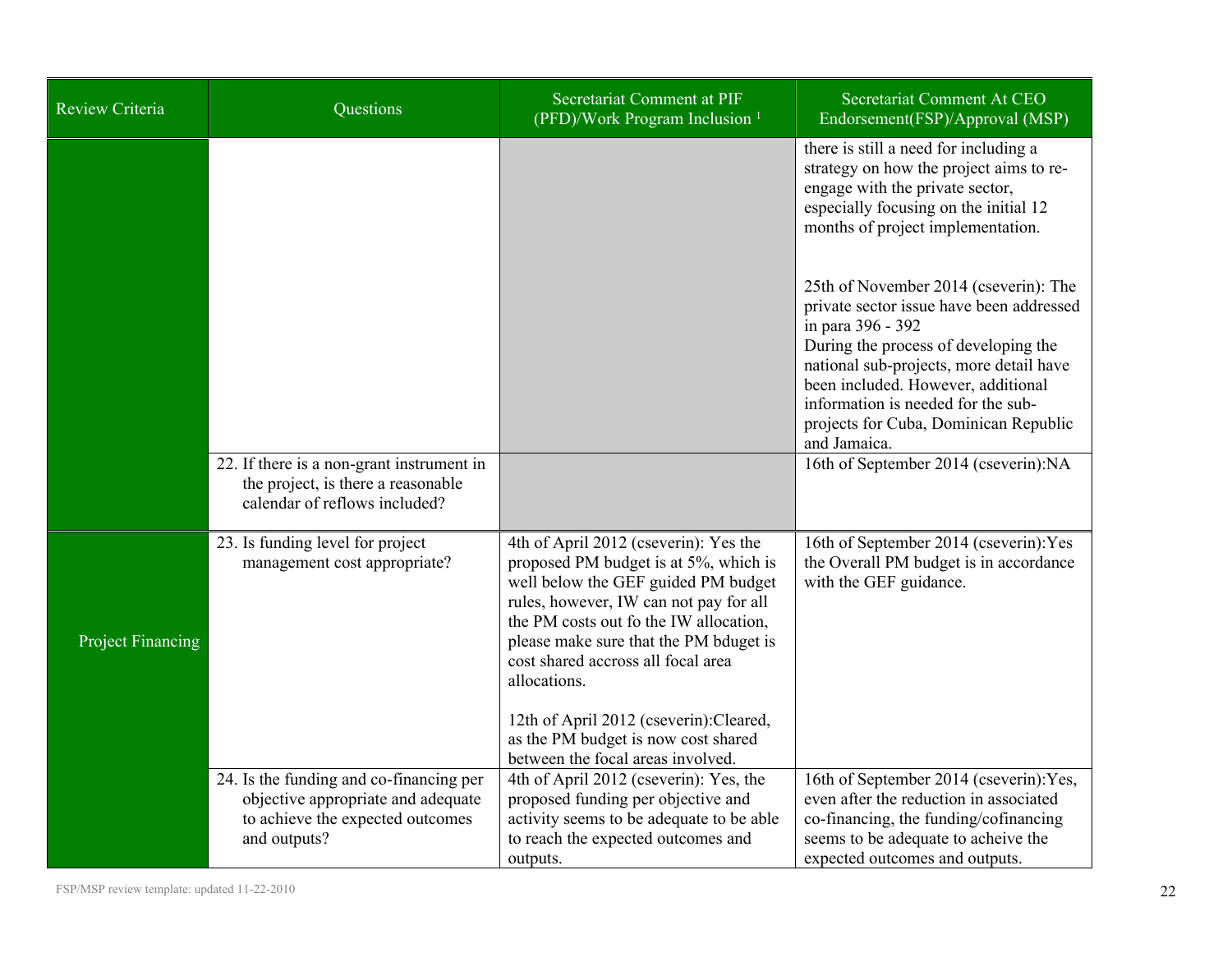| Review Criteria | Questions | Secretariat Comment at PIF (PFD)/Work Program Inclusion [1] | Secretariat Comment At CEO Endorsement(FSP)/Approval (MSP) |
|---|---|---|---|
| | | | there is still a need for including a strategy on how the project aims to re-engage with the private sector, especially focusing on the initial 12 months of project implementation.<br><br>25th of November 2014 (cseverin): The private sector issue have been addressed in para 396 - 392<br>During the process of developing the national sub-projects, more detail have been included. However, additional information is needed for the sub-projects for Cuba, Dominican Republic and Jamaica. |
| | 22. If there is a non-grant instrument in the project, is there a reasonable calendar of reflows included? | | 16th of September 2014 (cseverin):NA |
| Project Financing | 23. Is funding level for project management cost appropriate? | 4th of April 2012 (cseverin): Yes the proposed PM budget is at 5%, which is well below the GEF guided PM budget rules, however, IW can not pay for all the PM costs out fo the IW allocation, please make sure that the PM bduget is cost shared accross all focal area allocations.<br><br>12th of April 2012 (cseverin):Cleared, as the PM budget is now cost shared between the focal areas involved. | 16th of September 2014 (cseverin):Yes the Overall PM budget is in accordance with the GEF guidance. |
| | 24. Is the funding and co-financing per objective appropriate and adequate to achieve the expected outcomes and outputs? | 4th of April 2012 (cseverin): Yes, the proposed funding per objective and activity seems to be adequate to be able to reach the expected outcomes and outputs. | 16th of September 2014 (cseverin):Yes, even after the reduction in associated co-financing, the funding/cofinancing seems to be adequate to acheive the expected outcomes and outputs. |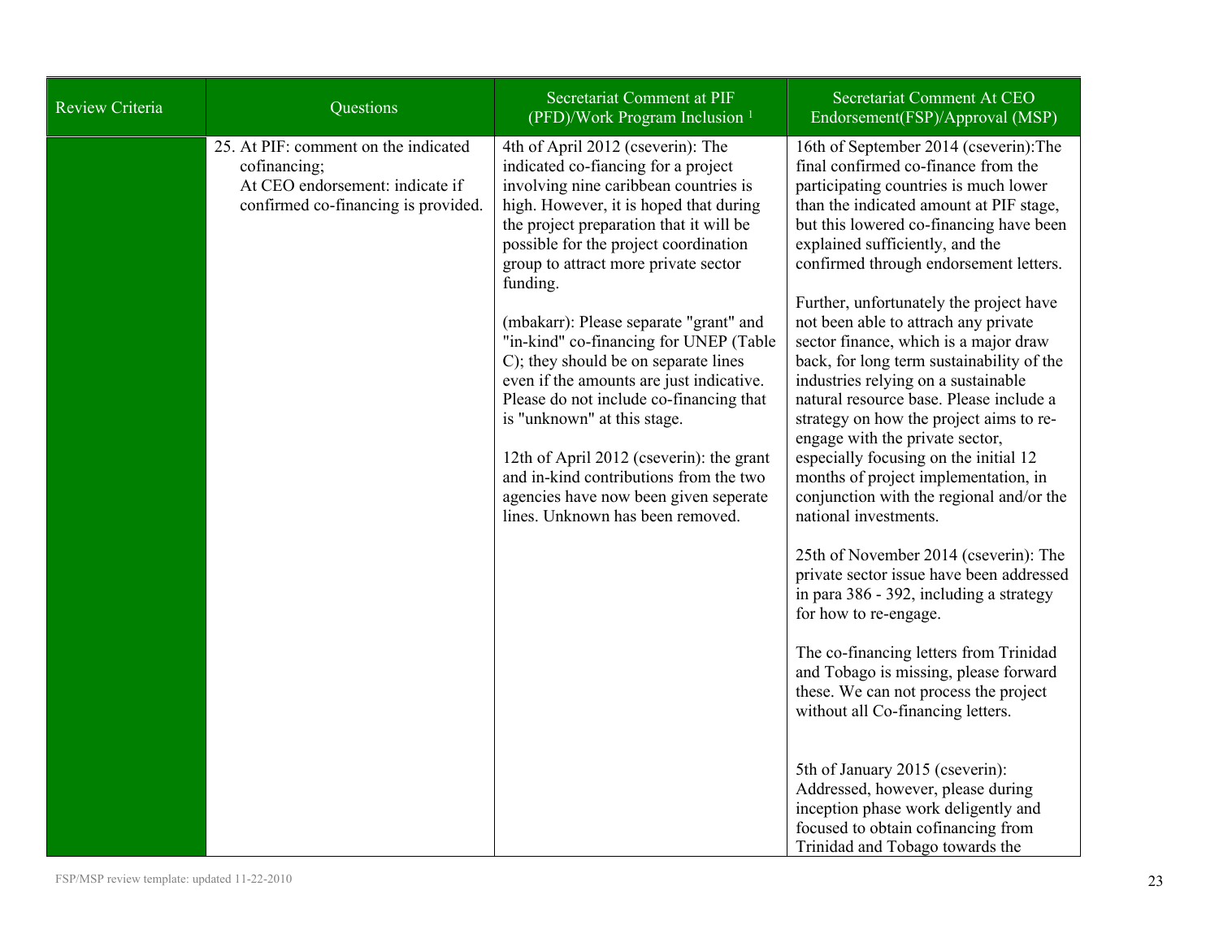| Review Criteria | Questions | Secretariat Comment at PIF (PFD)/Work Program Inclusion [1] | Secretariat Comment At CEO Endorsement(FSP)/Approval (MSP) |
|---|---|---|---|
| | 25. At PIF: comment on the indicated cofinancing;<br>At CEO endorsement: indicate if confirmed co-financing is provided. | 4th of April 2012 (cseverin): The indicated co-fiancing for a project involving nine caribbean countries is high. However, it is hoped that during the project preparation that it will be possible for the project coordination group to attract more private sector funding.<br><br>(mbakarr): Please separate "grant" and "in-kind" co-financing for UNEP (Table C); they should be on separate lines even if the amounts are just indicative. Please do not include co-financing that is "unknown" at this stage.<br><br>12th of April 2012 (cseverin): the grant and in-kind contributions from the two agencies have now been given seperate lines. Unknown has been removed. | 16th of September 2014 (cseverin):The final confirmed co-finance from the participating countries is much lower than the indicated amount at PIF stage, but this lowered co-financing have been explained sufficiently, and the confirmed through endorsement letters.<br><br>Further, unfortunately the project have not been able to attract any private sector finance, which is a major draw back, for long term sustainability of the industries relying on a sustainable natural resource base. Please include a strategy on how the project aims to re-engage with the private sector, especially focusing on the initial 12 months of project implementation, in conjunction with the regional and/or the national investments.<br><br>25th of November 2014 (cseverin): The private sector issue have been addressed in para 386 - 392, including a strategy for how to re-engage.<br><br>The co-financing letters from Trinidad and Tobago is missing, please forward these. We can not process the project without all Co-financing letters.<br><br>5th of January 2015 (cseverin): Addressed, however, please during inception phase work deligently and focused to obtain cofinancing from Trinidad and Tobago towards the |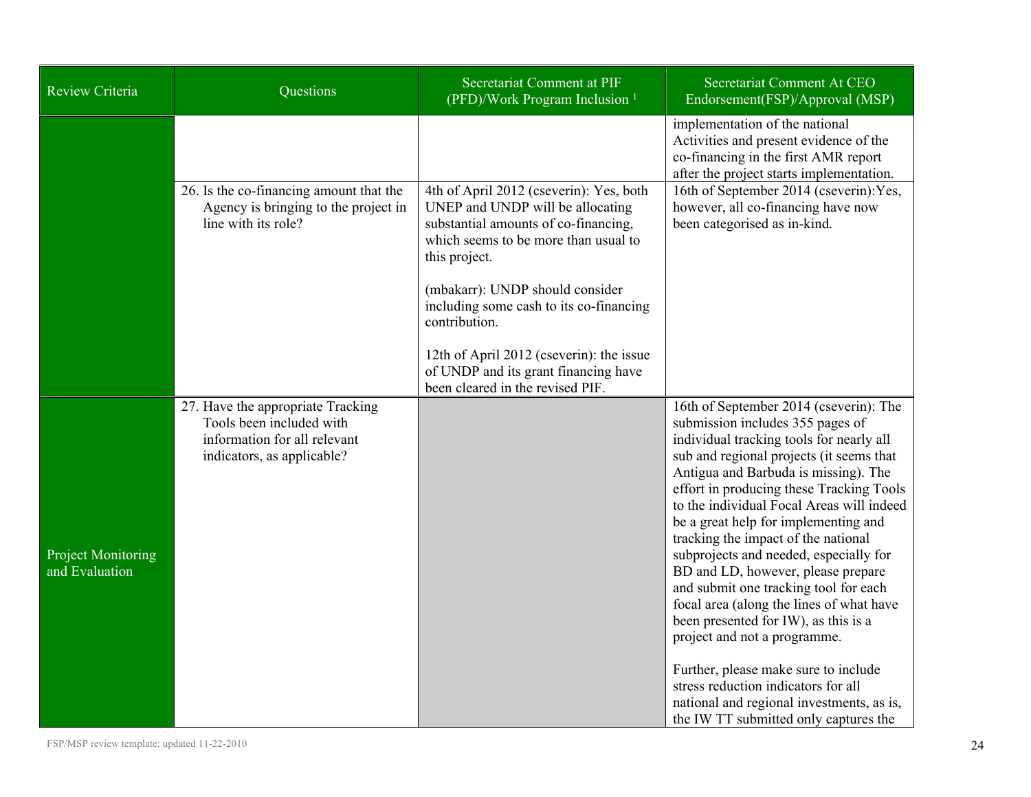| Review Criteria | Questions | Secretariat Comment at PIF (PFD)/Work Program Inclusion [1] | Secretariat Comment At CEO Endorsement(FSP)/Approval (MSP) |
|---|---|---|---|
| | | | implementation of the national Activities and present evidence of the co-financing in the first AMR report after the project starts implementation. |
| | 26. Is the co-financing amount that the Agency is bringing to the project in line with its role? | 4th of April 2012 (cseverin): Yes, both UNEP and UNDP will be allocating substantial amounts of co-financing, which seems to be more than usual to this project.<br><br>(mbakarr): UNDP should consider including some cash to its co-financing contribution.<br><br>12th of April 2012 (cseverin): the issue of UNDP and its grant financing have been cleared in the revised PIF. | 16th of September 2014 (cseverin):Yes, however, all co-financing have now been categorised as in-kind. |
| Project Monitoring and Evaluation | 27. Have the appropriate Tracking Tools been included with information for all relevant indicators, as applicable? | | 16th of September 2014 (cseverin): The submission includes 355 pages of individual tracking tools for nearly all sub and regional projects (it seems that Antigua and Barbuda is missing). The effort in producing these Tracking Tools to the individual Focal Areas will indeed be a great help for implementing and tracking the impact of the national subprojects and needed, especially for BD and LD, however, please prepare and submit one tracking tool for each focal area (along the lines of what have been presented for IW), as this is a project and not a programme.<br><br>Further, please make sure to include stress reduction indicators for all national and regional investments, as is, the IW TT submitted only captures the |

FSP/MSP review template: updated 11-22-2010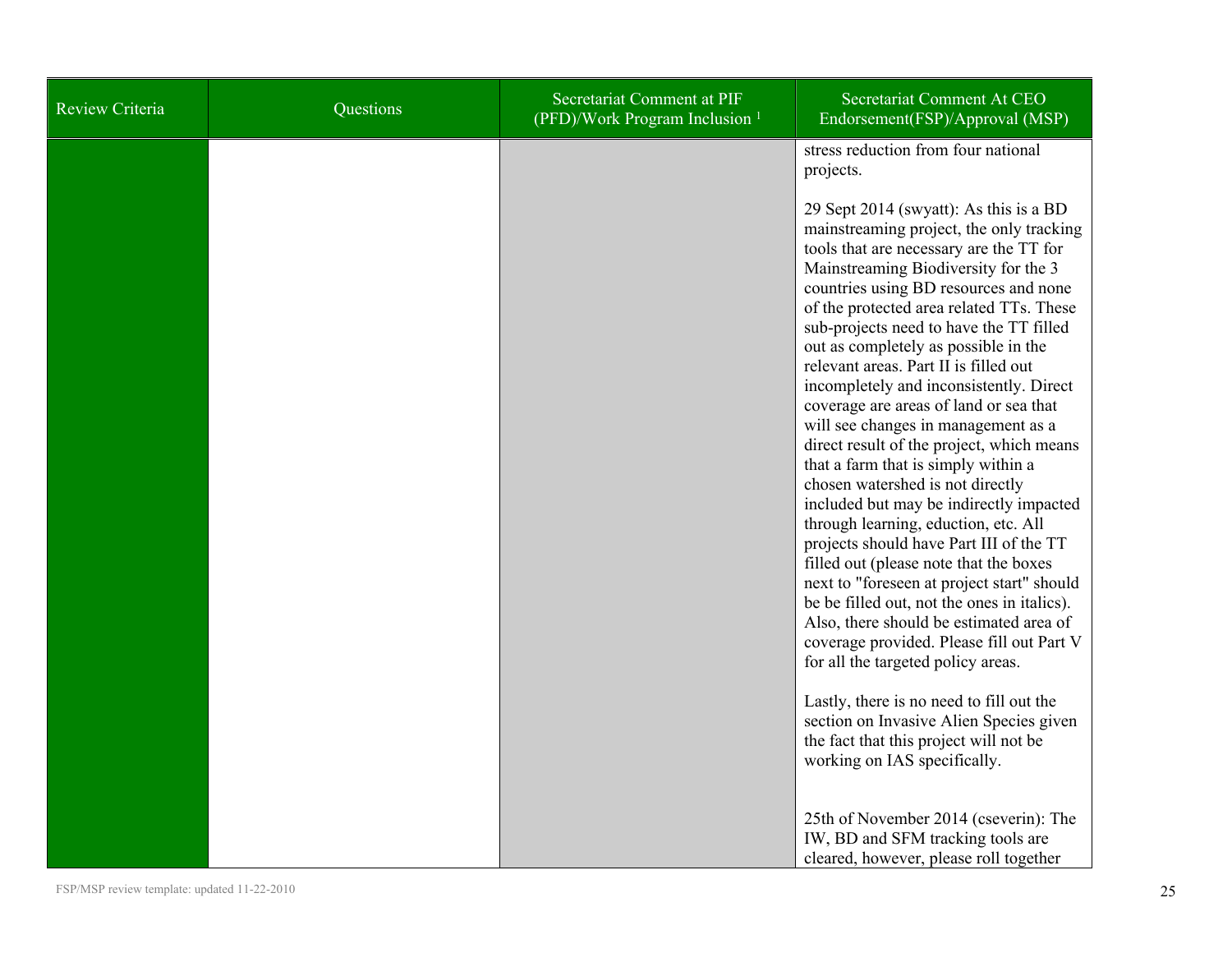| Review Criteria | Questions | Secretariat Comment at PIF (PFD)/Work Program Inclusion [1] | Secretariat Comment At CEO Endorsement(FSP)/Approval (MSP) |
|---|---|---|---|
| | | | stress reduction from four national projects.<br><br>29 Sept 2014 (swyatt): As this is a BD mainstreaming project, the only tracking tools that are necessary are the TT for Mainstreaming Biodiversity for the 3 countries using BD resources and none of the protected area related TTs. These sub-projects need to have the TT filled out as completely as possible in the relevant areas. Part II is filled out incompletely and inconsistently. Direct coverage are areas of land or sea that will see changes in management as a direct result of the project, which means that a farm that is simply within a chosen watershed is not directly included but may be indirectly impacted through learning, eduction, etc. All projects should have Part III of the TT filled out (please note that the boxes next to "foreseen at project start" should be be filled out, not the ones in italics). Also, there should be estimated area of coverage provided. Please fill out Part V for all the targeted policy areas.<br><br>Lastly, there is no need to fill out the section on Invasive Alien Species given the fact that this project will not be working on IAS specifically.<br><br>25th of November 2014 (cseverin): The IW, BD and SFM tracking tools are cleared, however, please roll together |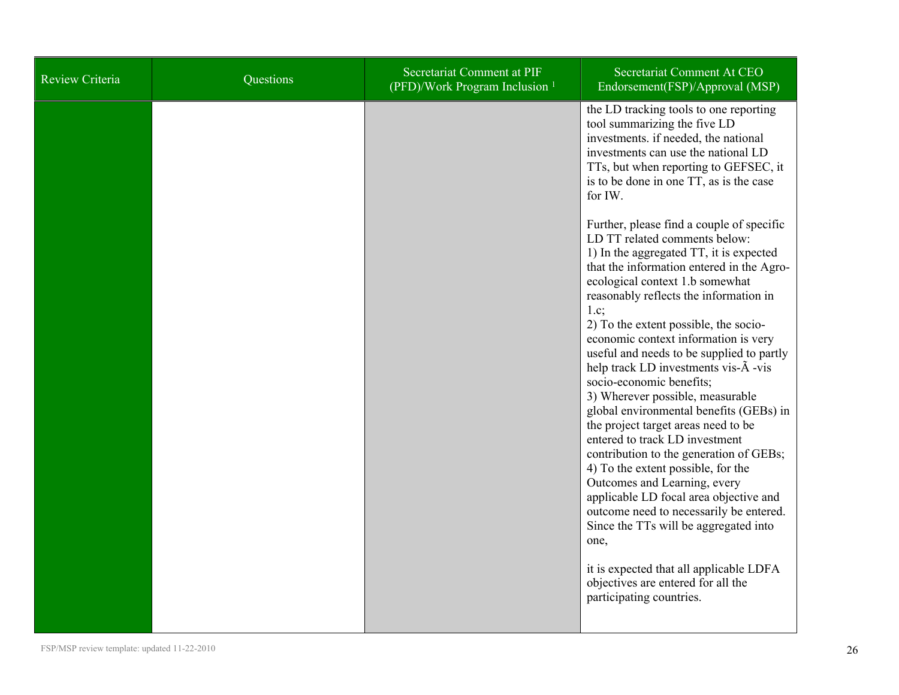| Review Criteria | Questions | Secretariat Comment at PIF (PFD)/Work Program Inclusion [1] | Secretariat Comment At CEO Endorsement(FSP)/Approval (MSP) |
|---|---|---|---|
| | | | the LD tracking tools to one reporting tool summarizing the five LD investments. if needed, the national investments can use the national LD TTs, but when reporting to GEFSEC, it is to be done in one TT, as is the case for IW.<br><br>Further, please find a couple of specific LD TT related comments below:<br>1) In the aggregated TT, it is expected that the information entered in the Agro-ecological context 1.b somewhat reasonably reflects the information in 1.c;<br>2) To the extent possible, the socio-economic context information is very useful and needs to be supplied to partly help track LD investments vis-Ã -vis socio-economic benefits;<br>3) Wherever possible, measurable global environmental benefits (GEBs) in the project target areas need to be entered to track LD investment contribution to the generation of GEBs;<br>4) To the extent possible, for the Outcomes and Learning, every applicable LD focal area objective and outcome need to necessarily be entered. Since the TTs will be aggregated into one,<br><br>it is expected that all applicable LDFA objectives are entered for all the participating countries. |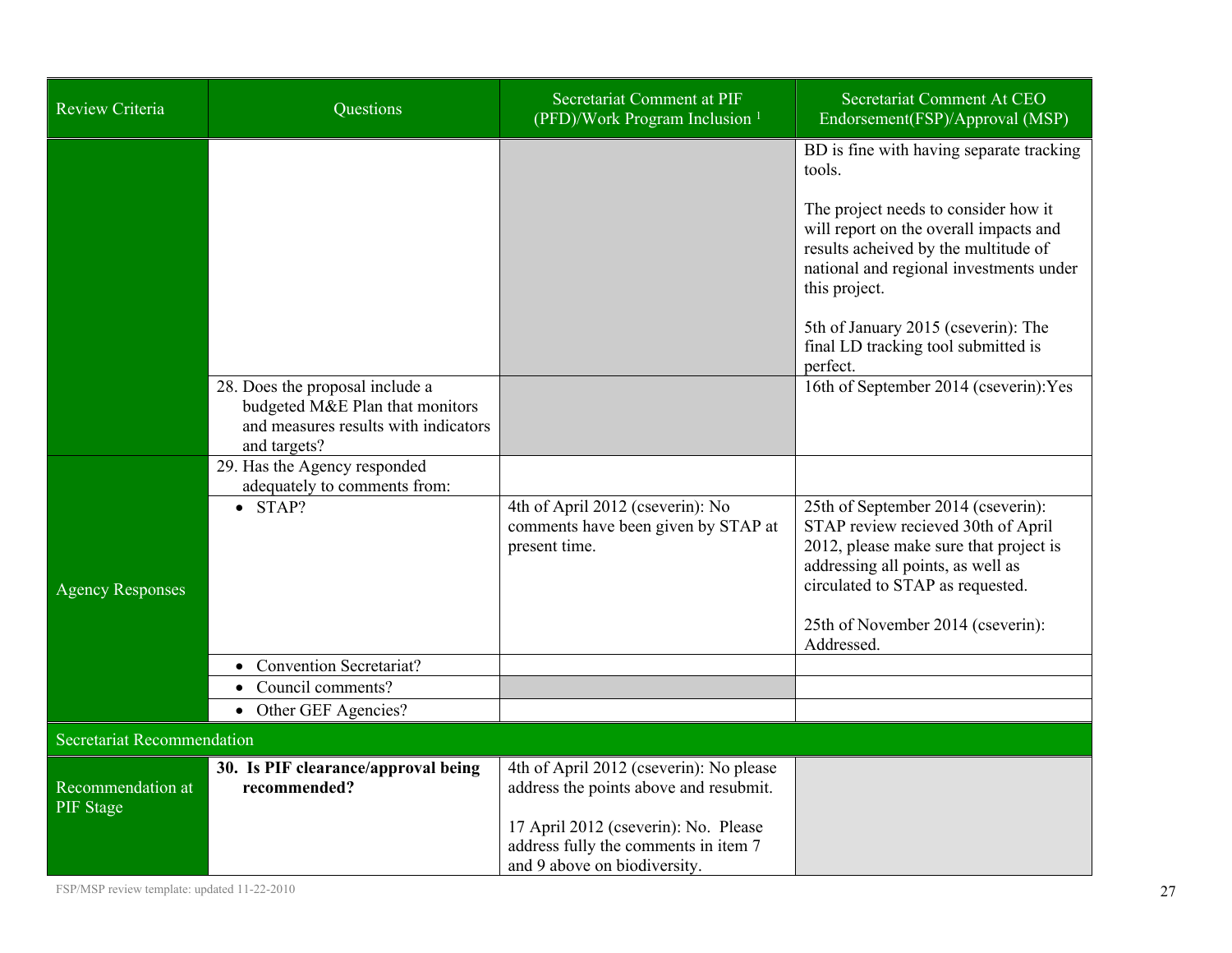| Review Criteria | Questions | Secretariat Comment at PIF (PFD)/Work Program Inclusion [1] | Secretariat Comment At CEO Endorsement(FSP)/Approval (MSP) |
|---|---|---|---|
| | | | BD is fine with having separate tracking tools.<br><br>The project needs to consider how it will report on the overall impacts and results acheived by the multitude of national and regional investments under this project.<br><br>5th of January 2015 (cseverin): The final LD tracking tool submitted is perfect. |
| | 28. Does the proposal include a budgeted M&E Plan that monitors and measures results with indicators and targets? | | 16th of September 2014 (cseverin):Yes |
| Agency Responses | 29. Has the Agency responded adequately to comments from: | | |
| | • STAP? | 4th of April 2012 (cseverin): No comments have been given by STAP at present time. | 25th of September 2014 (cseverin): STAP review recieved 30th of April 2012, please make sure that project is addressing all points, as well as circulated to STAP as requested.<br><br>25th of November 2014 (cseverin): Addressed. |
| | • Convention Secretariat? | | |
| | • Council comments? | | |
| | • Other GEF Agencies? | | |
| Secretariat Recommendation | | | |
| Recommendation at PIF Stage | **30. Is PIF clearance/approval being recommended?** | 4th of April 2012 (cseverin): No please address the points above and resubmit.<br><br>17 April 2012 (cseverin): No. Please address fully the comments in item 7 and 9 above on biodiversity. | |

FSP/MSP review template: updated 11-22-2010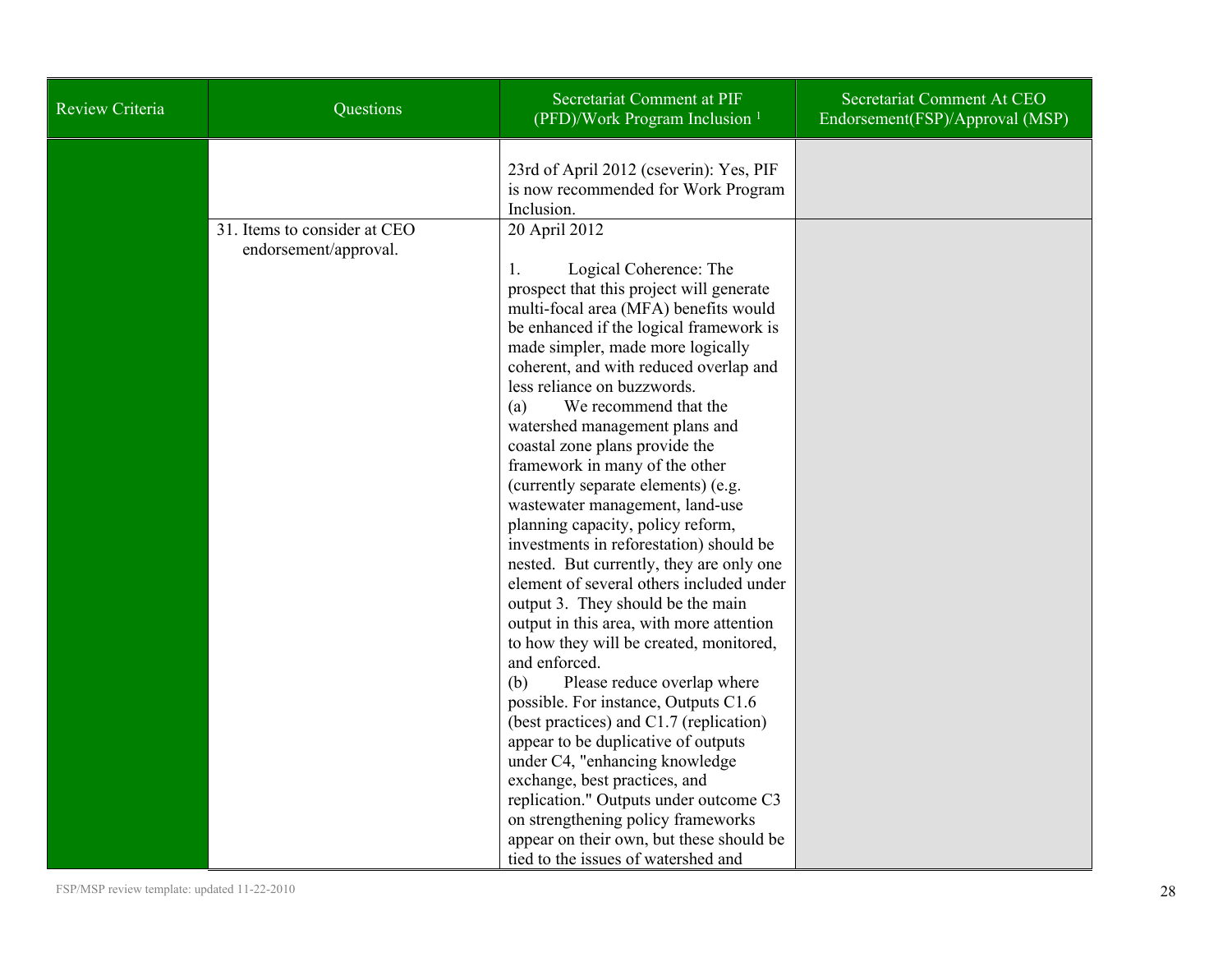| Review Criteria | Questions | Secretariat Comment at PIF (PFD)/Work Program Inclusion [1] | Secretariat Comment At CEO Endorsement(FSP)/Approval (MSP) |
|---|---|---|---|
| | | 23rd of April 2012 (cseverin): Yes, PIF is now recommended for Work Program Inclusion. | |
| | 31. Items to consider at CEO endorsement/approval. | 20 April 2012<br><br>1. Logical Coherence: The prospect that this project will generate multi-focal area (MFA) benefits would be enhanced if the logical framework is made simpler, made more logically coherent, and with reduced overlap and less reliance on buzzwords.<br>(a) We recommend that the watershed management plans and coastal zone plans provide the framework in many of the other (currently separate elements) (e.g. wastewater management, land-use planning capacity, policy reform, investments in reforestation) should be nested. But currently, they are only one element of several others included under output 3. They should be the main output in this area, with more attention to how they will be created, monitored, and enforced.<br>(b) Please reduce overlap where possible. For instance, Outputs C1.6 (best practices) and C1.7 (replication) appear to be duplicative of outputs under C4, "enhancing knowledge exchange, best practices, and replication." Outputs under outcome C3 on strengthening policy frameworks appear on their own, but these should be tied to the issues of watershed and | |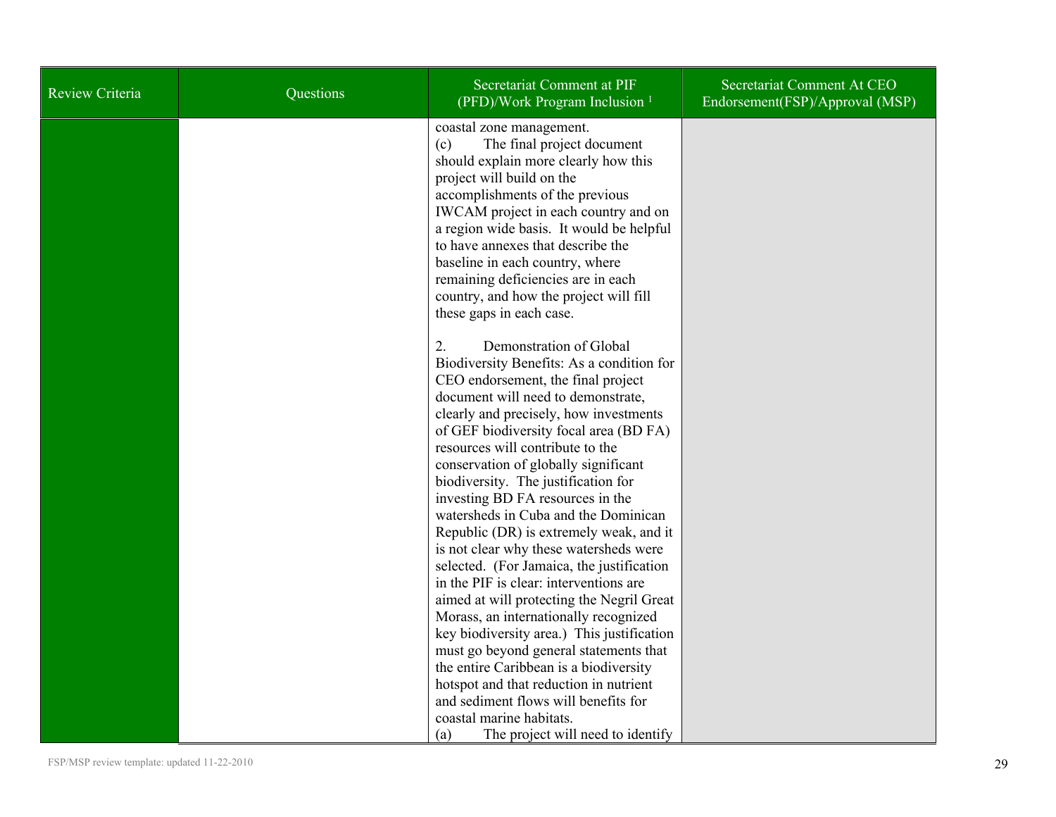| Review Criteria | Questions | Secretariat Comment at PIF (PFD)/Work Program Inclusion [1] | Secretariat Comment At CEO Endorsement(FSP)/Approval (MSP) |
|---|---|---|---|
| | | coastal zone management.<br>(c) The final project document should explain more clearly how this project will build on the accomplishments of the previous IWCAM project in each country and on a region wide basis. It would be helpful to have annexes that describe the baseline in each country, where remaining deficiencies are in each country, and how the project will fill these gaps in each case.<br><br>2. Demonstration of Global Biodiversity Benefits: As a condition for CEO endorsement, the final project document will need to demonstrate, clearly and precisely, how investments of GEF biodiversity focal area (BD FA) resources will contribute to the conservation of globally significant biodiversity. The justification for investing BD FA resources in the watersheds in Cuba and the Dominican Republic (DR) is extremely weak, and it is not clear why these watersheds were selected. (For Jamaica, the justification in the PIF is clear: interventions are aimed at will protecting the Negril Great Morass, an internationally recognized key biodiversity area.) This justification must go beyond general statements that the entire Caribbean is a biodiversity hotspot and that reduction in nutrient and sediment flows will benefits for coastal marine habitats.<br>(a) The project will need to identify | |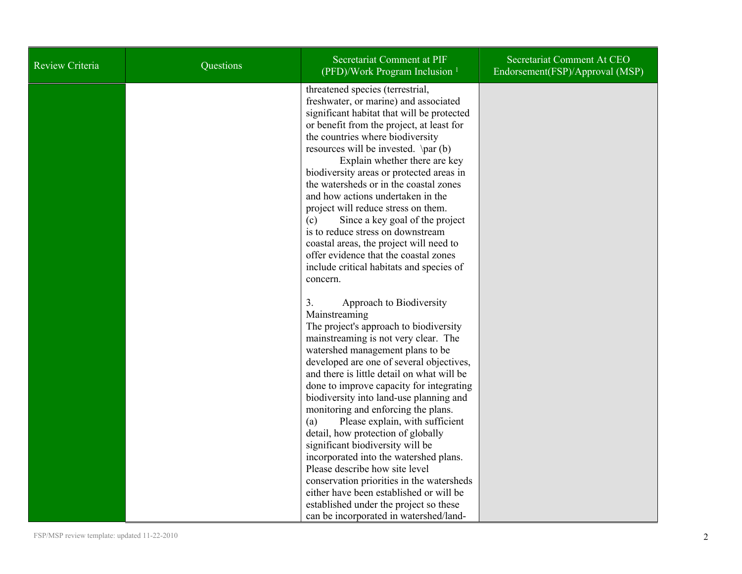| Review Criteria | Questions | Secretariat Comment at PIF (PFD)/Work Program Inclusion [1] | Secretariat Comment At CEO Endorsement(FSP)/Approval (MSP) |
|---|---|---|---|
| | | threatened species (terrestrial, freshwater, or marine) and associated significant habitat that will be protected or benefit from the project, at least for the countries where biodiversity resources will be invested. \par (b) Explain whether there are key biodiversity areas or protected areas in the watersheds or in the coastal zones and how actions undertaken in the project will reduce stress on them.<br>(c) Since a key goal of the project is to reduce stress on downstream coastal areas, the project will need to offer evidence that the coastal zones include critical habitats and species of concern.<br><br>3. Approach to Biodiversity Mainstreaming<br>The project's approach to biodiversity mainstreaming is not very clear. The watershed management plans to be developed are one of several objectives, and there is little detail on what will be done to improve capacity for integrating biodiversity into land-use planning and monitoring and enforcing the plans.<br>(a) Please explain, with sufficient detail, how protection of globally significant biodiversity will be incorporated into the watershed plans. Please describe how site level conservation priorities in the watersheds either have been established or will be established under the project so these can be incorporated in watershed/land- | |

FSP/MSP review template: updated 11-22-2010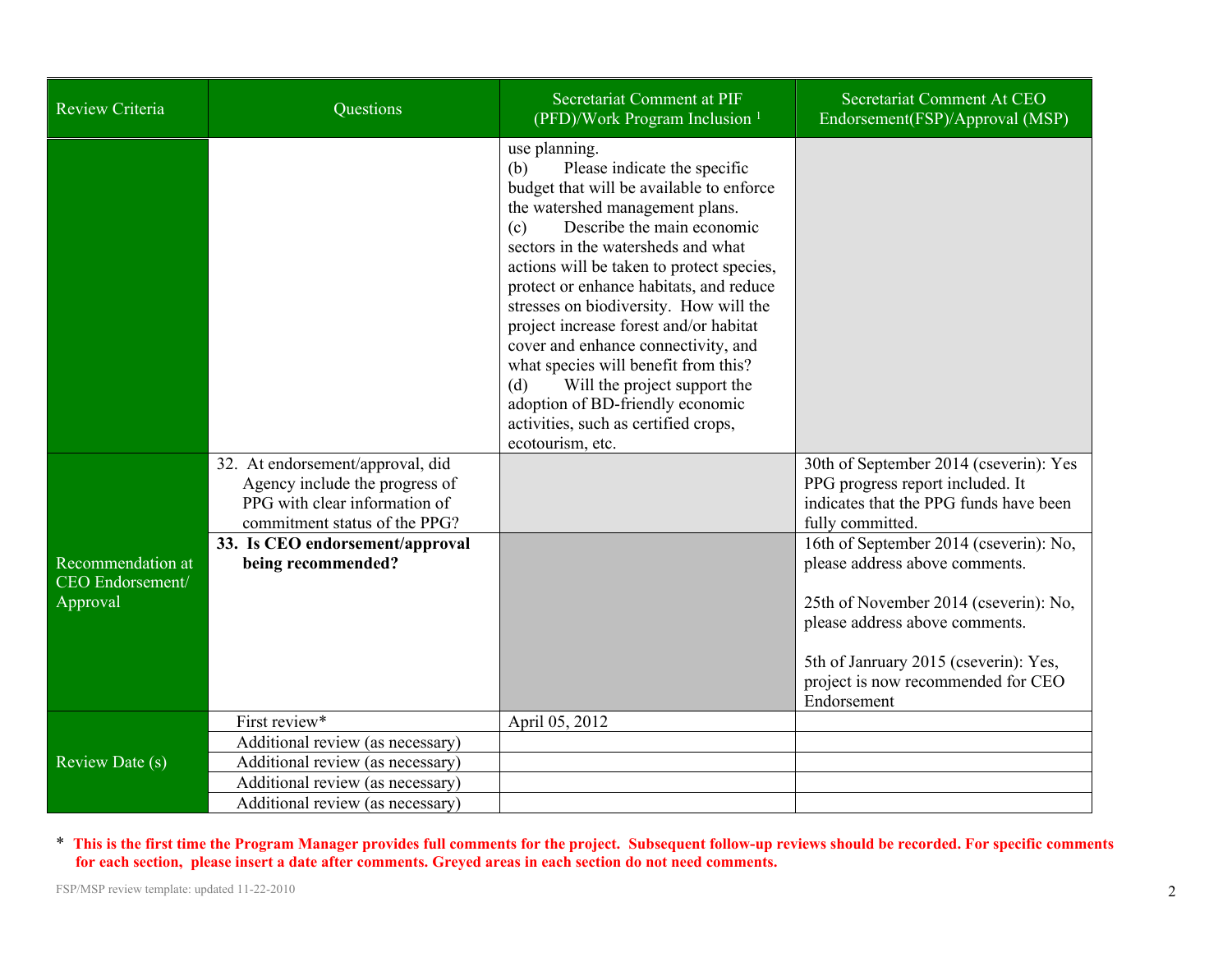| Review Criteria | Questions | Secretariat Comment at PIF (PFD)/Work Program Inclusion [1] | Secretariat Comment At CEO Endorsement(FSP)/Approval (MSP) |
|---|---|---|---|
| | | use planning.<br>(b) Please indicate the specific budget that will be available to enforce the watershed management plans.<br>(c) Describe the main economic sectors in the watersheds and what actions will be taken to protect species, protect or enhance habitats, and reduce stresses on biodiversity. How will the project increase forest and/or habitat cover and enhance connectivity, and what species will benefit from this?<br>(d) Will the project support the adoption of BD-friendly economic activities, such as certified crops, ecotourism, etc. | |
| Recommendation at CEO Endorsement/ Approval | 32. At endorsement/approval, did Agency include the progress of PPG with clear information of commitment status of the PPG? | | 30th of September 2014 (cseverin): Yes PPG progress report included. It indicates that the PPG funds have been fully committed. |
| | **33. Is CEO endorsement/approval being recommended?** | | 16th of September 2014 (cseverin): No, please address above comments.<br><br>25th of November 2014 (cseverin): No, please address above comments.<br><br>5th of Janruary 2015 (cseverin): Yes, project is now recommended for CEO Endorsement |
| Review Date (s) | First review* | April 05, 2012 | |
| | Additional review (as necessary) | | |
| | Additional review (as necessary) | | |
| | Additional review (as necessary) | | |
| | Additional review (as necessary) | | |

\* **This is the first time the Program Manager provides full comments for the project. Subsequent follow-up reviews should be recorded. For specific comments for each section, please insert a date after comments. Greyed areas in each section do not need comments.**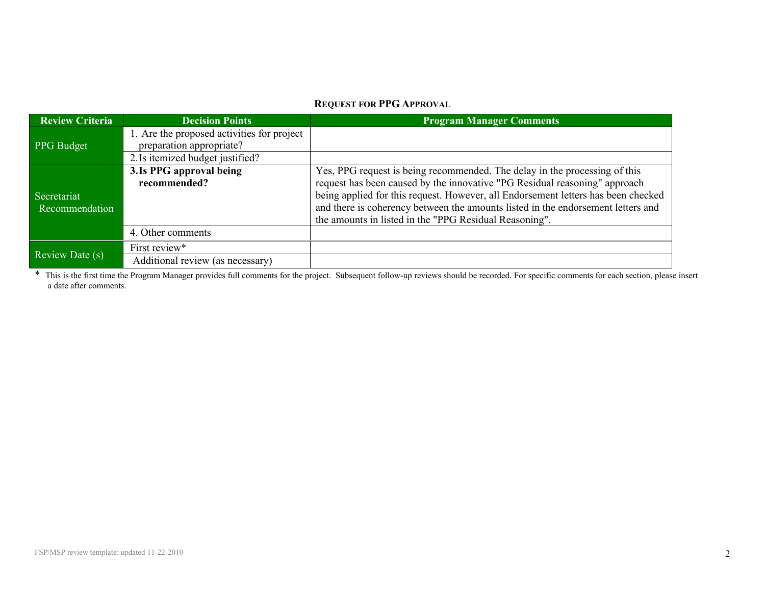**REQUEST FOR PPG APPROVAL**

| Review Criteria | Decision Points | Program Manager Comments |
|---|---|---|
| PPG Budget | 1. Are the proposed activities for project preparation appropriate? | |
| | 2.Is itemized budget justified? | |
| Secretariat Recommendation | **3.Is PPG approval being recommended?** | Yes, PPG request is being recommended. The delay in the processing of this request has been caused by the innovative "PG Residual reasoning" approach being applied for this request. However, all Endorsement letters has been checked and there is coherency between the amounts listed in the endorsement letters and the amounts in listed in the "PPG Residual Reasoning". |
| | 4. Other comments | |
| Review Date (s) | First review* | |
| | Additional review (as necessary) | |

\* This is the first time the Program Manager provides full comments for the project. Subsequent follow-up reviews should be recorded. For specific comments for each section, please insert a date after comments.

FSP/MSP review template: updated 11-22-2010